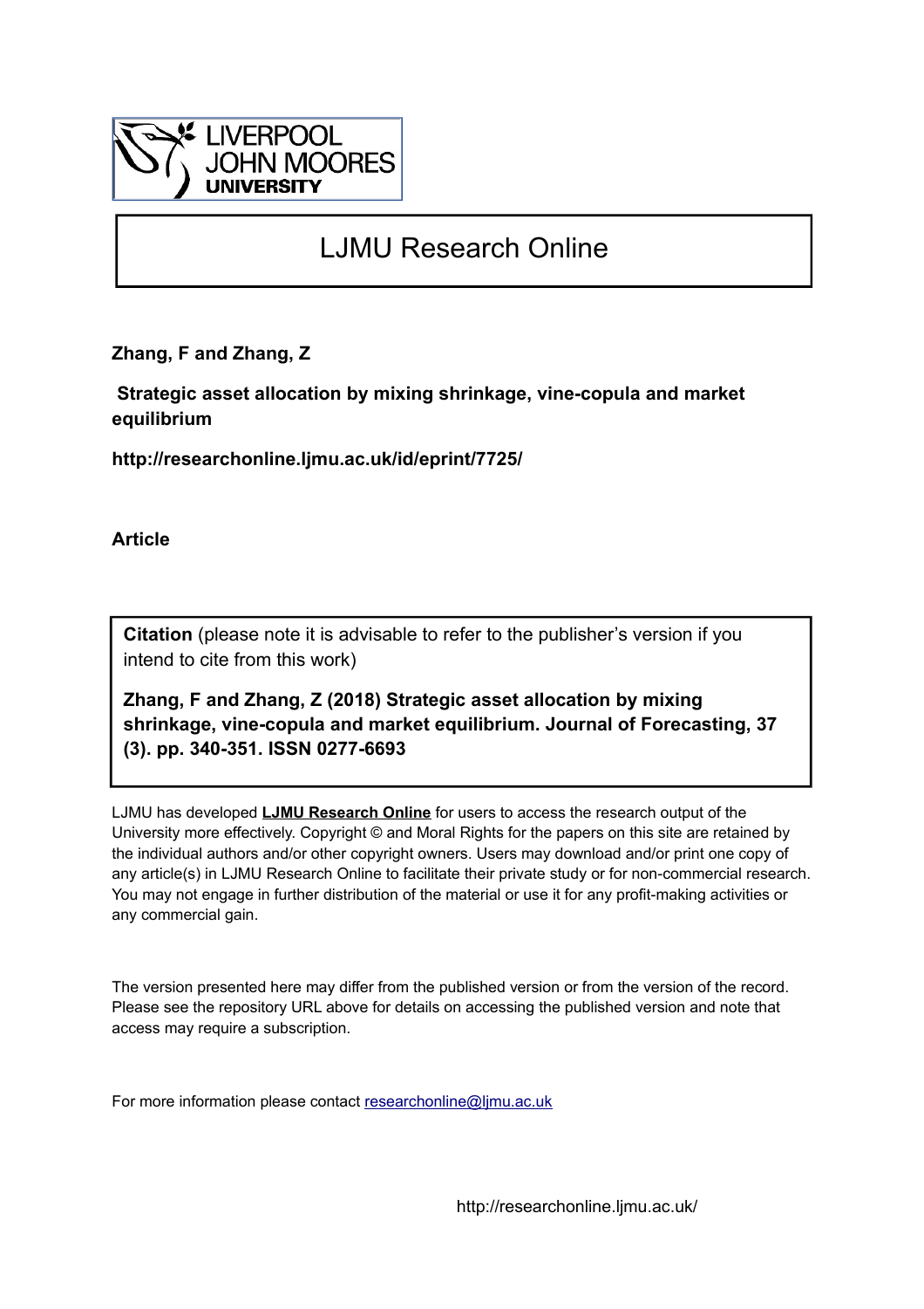LIVERPOOL JOHN MOORES UNIVERSITY

# LJMU Research Online

**Zhang, F and Zhang, Z**

**Strategic asset allocation by mixing shrinkage, vine-copula and market equilibrium**

**http://researchonline.ljmu.ac.uk/id/eprint/7725/**

**Article**

**Citation** (please note it is advisable to refer to the publisher's version if you intend to cite from this work)

**Zhang, F and Zhang, Z (2018) Strategic asset allocation by mixing shrinkage, vine-copula and market equilibrium. Journal of Forecasting, 37 (3). pp. 340-351. ISSN 0277-6693**

LJMU has developed **LJMU Research Online** for users to access the research output of the University more effectively. Copyright © and Moral Rights for the papers on this site are retained by the individual authors and/or other copyright owners. Users may download and/or print one copy of any article(s) in LJMU Research Online to facilitate their private study or for non-commercial research. You may not engage in further distribution of the material or use it for any profit-making activities or any commercial gain.

The version presented here may differ from the published version or from the version of the record. Please see the repository URL above for details on accessing the published version and note that access may require a subscription.

For more information please contact researchonline@ljmu.ac.uk

http://researchonline.ljmu.ac.uk/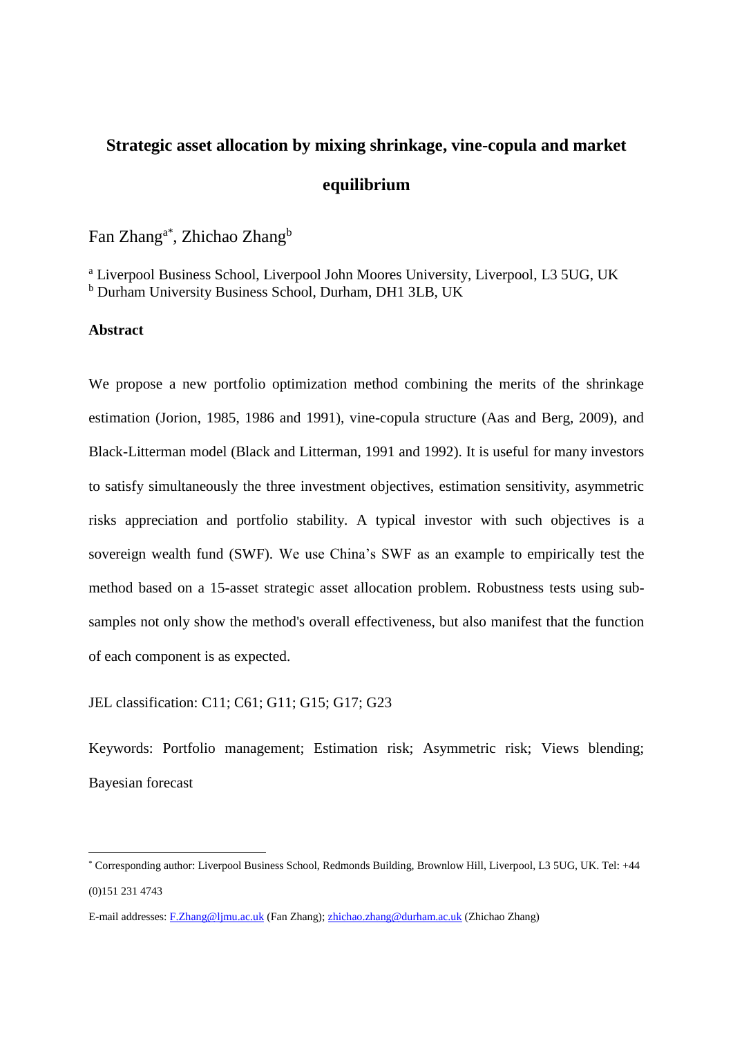# Strategic asset allocation by mixing shrinkage, vine-copula and market equilibrium

Fan Zhang[a*], Zhichao Zhang[b]

[a] Liverpool Business School, Liverpool John Moores University, Liverpool, L3 5UG, UK
[b] Durham University Business School, Durham, DH1 3LB, UK

## Abstract

We propose a new portfolio optimization method combining the merits of the shrinkage estimation (Jorion, 1985, 1986 and 1991), vine-copula structure (Aas and Berg, 2009), and Black-Litterman model (Black and Litterman, 1991 and 1992). It is useful for many investors to satisfy simultaneously the three investment objectives, estimation sensitivity, asymmetric risks appreciation and portfolio stability. A typical investor with such objectives is a sovereign wealth fund (SWF). We use China's SWF as an example to empirically test the method based on a 15-asset strategic asset allocation problem. Robustness tests using sub-samples not only show the method's overall effectiveness, but also manifest that the function of each component is as expected.

JEL classification: C11; C61; G11; G15; G17; G23

Keywords: Portfolio management; Estimation risk; Asymmetric risk; Views blending; Bayesian forecast

---

[*] Corresponding author: Liverpool Business School, Redmonds Building, Brownlow Hill, Liverpool, L3 5UG, UK. Tel: +44 (0)151 231 4743

E-mail addresses: F.Zhang@ljmu.ac.uk (Fan Zhang); zhichao.zhang@durham.ac.uk (Zhichao Zhang)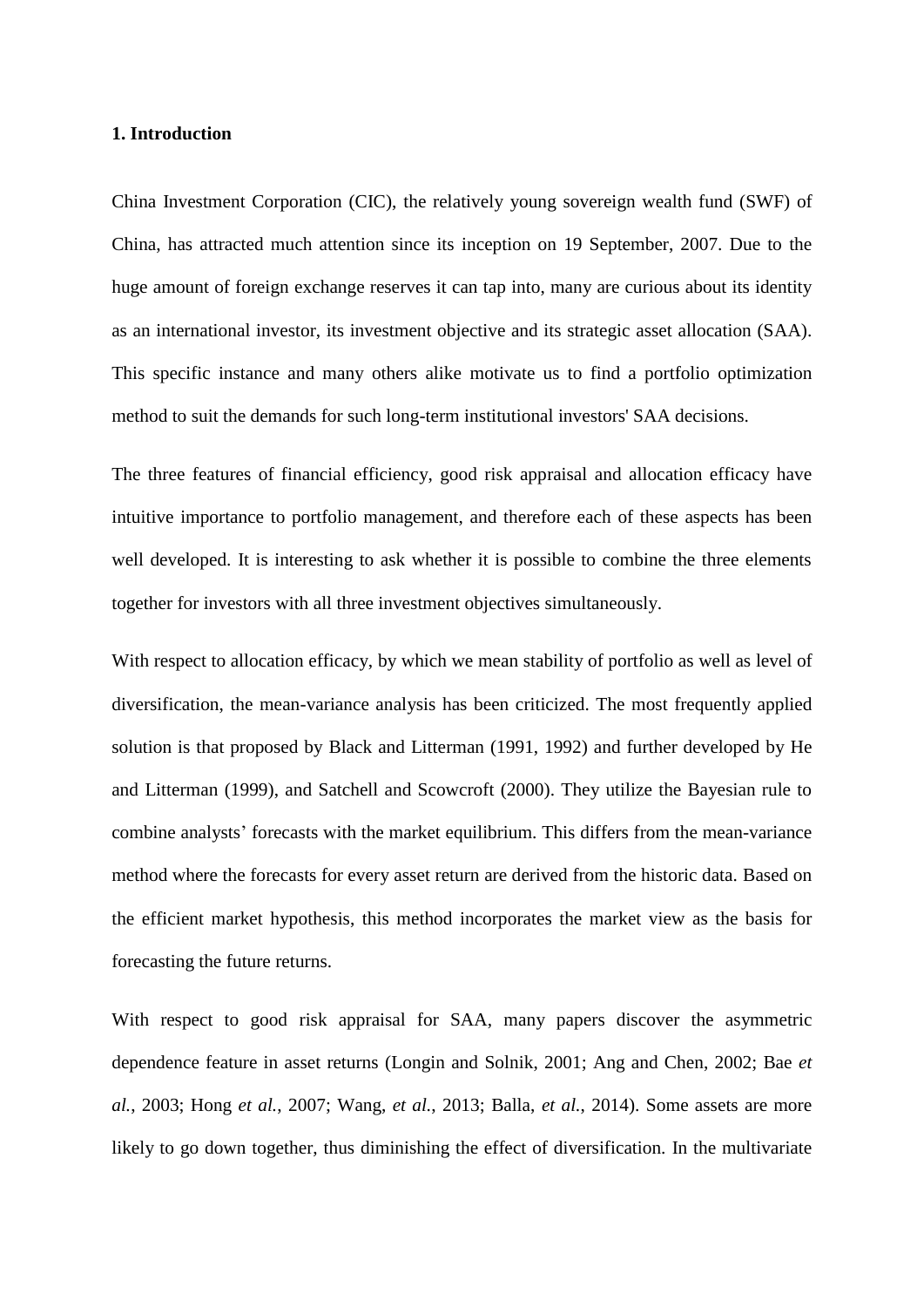## 1. Introduction

China Investment Corporation (CIC), the relatively young sovereign wealth fund (SWF) of China, has attracted much attention since its inception on 19 September, 2007. Due to the huge amount of foreign exchange reserves it can tap into, many are curious about its identity as an international investor, its investment objective and its strategic asset allocation (SAA). This specific instance and many others alike motivate us to find a portfolio optimization method to suit the demands for such long-term institutional investors' SAA decisions.

The three features of financial efficiency, good risk appraisal and allocation efficacy have intuitive importance to portfolio management, and therefore each of these aspects has been well developed. It is interesting to ask whether it is possible to combine the three elements together for investors with all three investment objectives simultaneously.

With respect to allocation efficacy, by which we mean stability of portfolio as well as level of diversification, the mean-variance analysis has been criticized. The most frequently applied solution is that proposed by Black and Litterman (1991, 1992) and further developed by He and Litterman (1999), and Satchell and Scowcroft (2000). They utilize the Bayesian rule to combine analysts' forecasts with the market equilibrium. This differs from the mean-variance method where the forecasts for every asset return are derived from the historic data. Based on the efficient market hypothesis, this method incorporates the market view as the basis for forecasting the future returns.

With respect to good risk appraisal for SAA, many papers discover the asymmetric dependence feature in asset returns (Longin and Solnik, 2001; Ang and Chen, 2002; Bae *et al.*, 2003; Hong *et al.*, 2007; Wang, *et al.*, 2013; Balla, *et al.*, 2014). Some assets are more likely to go down together, thus diminishing the effect of diversification. In the multivariate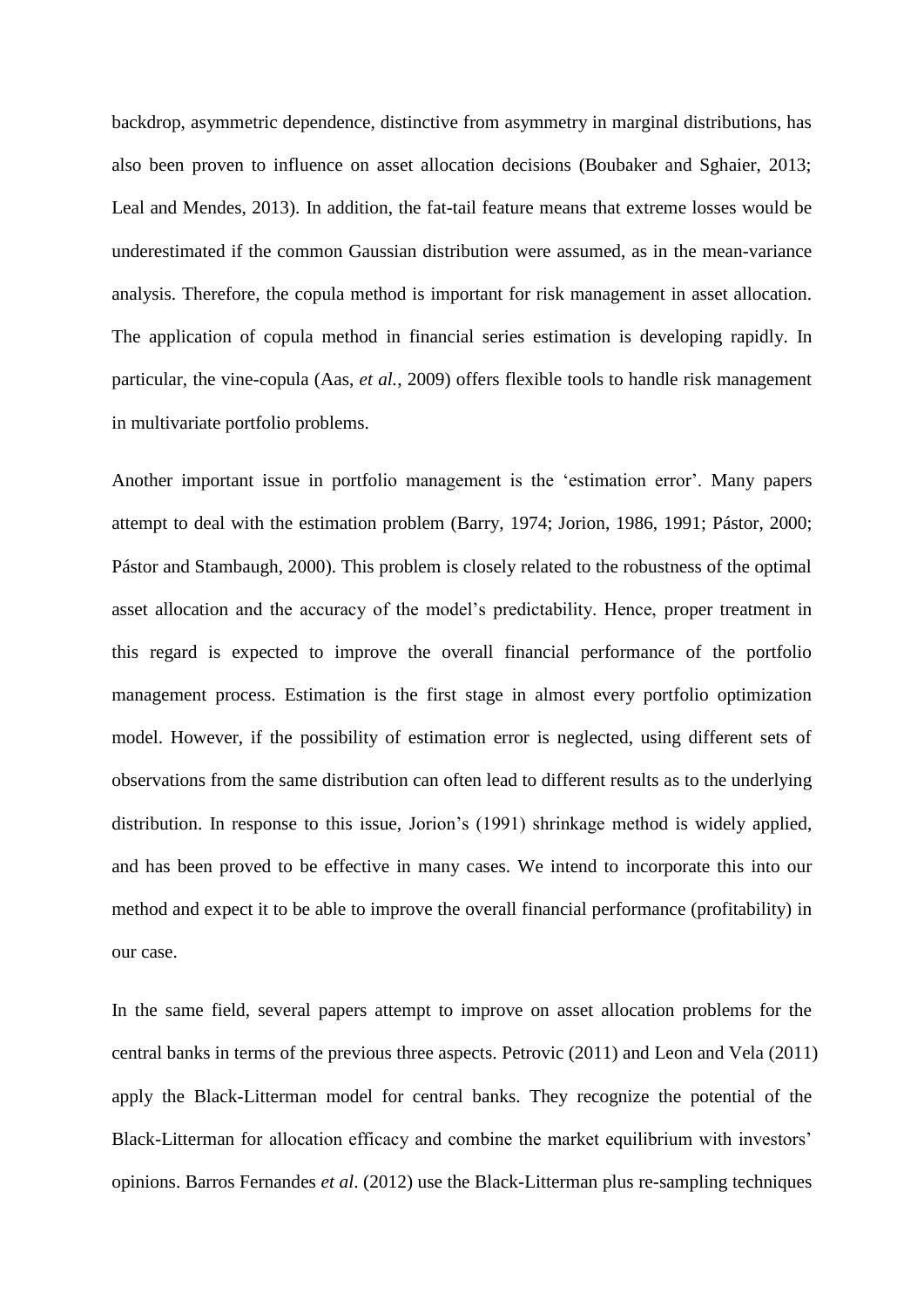backdrop, asymmetric dependence, distinctive from asymmetry in marginal distributions, has also been proven to influence on asset allocation decisions (Boubaker and Sghaier, 2013; Leal and Mendes, 2013). In addition, the fat-tail feature means that extreme losses would be underestimated if the common Gaussian distribution were assumed, as in the mean-variance analysis. Therefore, the copula method is important for risk management in asset allocation. The application of copula method in financial series estimation is developing rapidly. In particular, the vine-copula (Aas, *et al.*, 2009) offers flexible tools to handle risk management in multivariate portfolio problems.

Another important issue in portfolio management is the 'estimation error'. Many papers attempt to deal with the estimation problem (Barry, 1974; Jorion, 1986, 1991; Pástor, 2000; Pástor and Stambaugh, 2000). This problem is closely related to the robustness of the optimal asset allocation and the accuracy of the model's predictability. Hence, proper treatment in this regard is expected to improve the overall financial performance of the portfolio management process. Estimation is the first stage in almost every portfolio optimization model. However, if the possibility of estimation error is neglected, using different sets of observations from the same distribution can often lead to different results as to the underlying distribution. In response to this issue, Jorion's (1991) shrinkage method is widely applied, and has been proved to be effective in many cases. We intend to incorporate this into our method and expect it to be able to improve the overall financial performance (profitability) in our case.

In the same field, several papers attempt to improve on asset allocation problems for the central banks in terms of the previous three aspects. Petrovic (2011) and Leon and Vela (2011) apply the Black-Litterman model for central banks. They recognize the potential of the Black-Litterman for allocation efficacy and combine the market equilibrium with investors' opinions. Barros Fernandes *et al*. (2012) use the Black-Litterman plus re-sampling techniques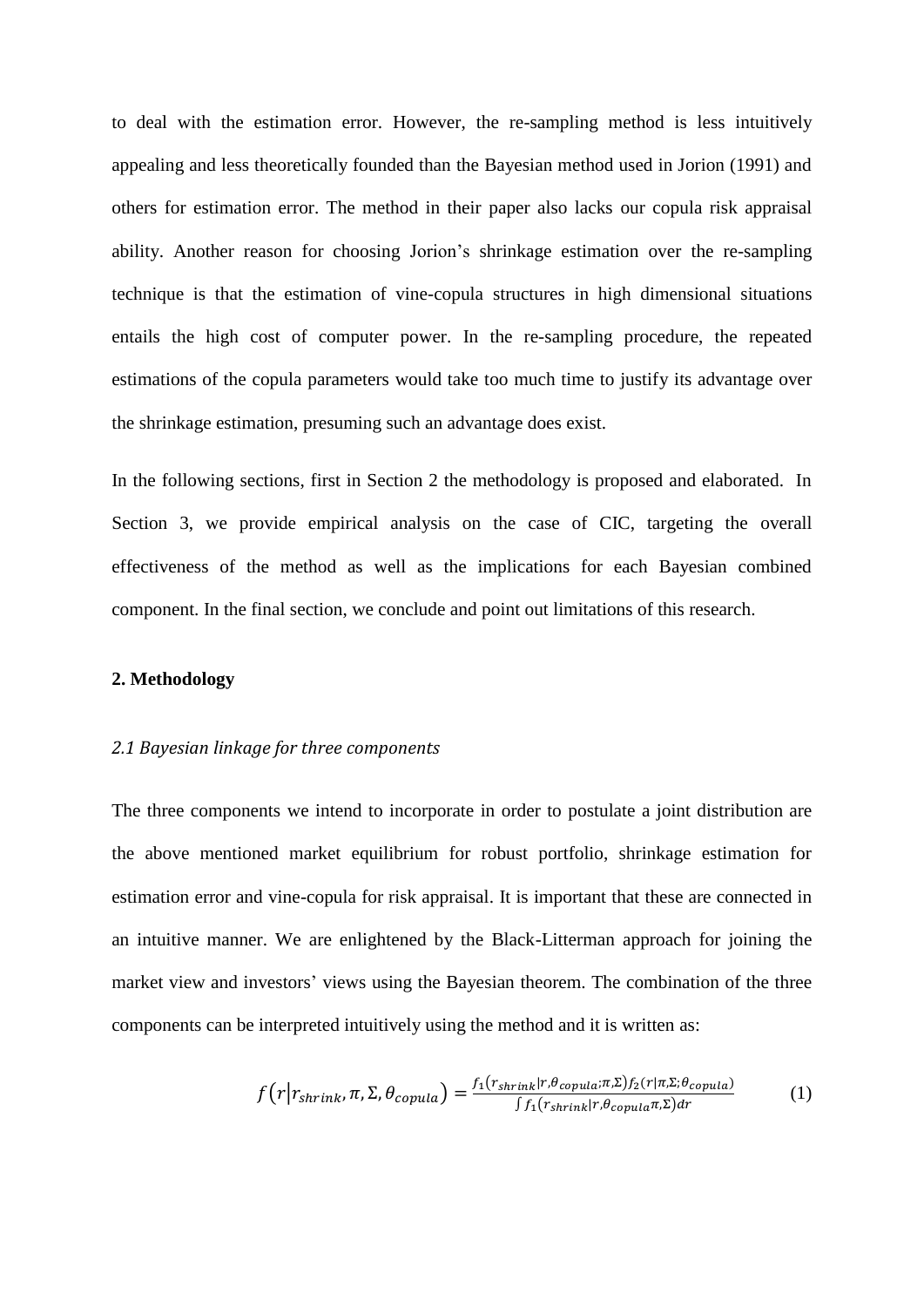to deal with the estimation error. However, the re-sampling method is less intuitively appealing and less theoretically founded than the Bayesian method used in Jorion (1991) and others for estimation error. The method in their paper also lacks our copula risk appraisal ability. Another reason for choosing Jorion's shrinkage estimation over the re-sampling technique is that the estimation of vine-copula structures in high dimensional situations entails the high cost of computer power. In the re-sampling procedure, the repeated estimations of the copula parameters would take too much time to justify its advantage over the shrinkage estimation, presuming such an advantage does exist.

In the following sections, first in Section 2 the methodology is proposed and elaborated. In Section 3, we provide empirical analysis on the case of CIC, targeting the overall effectiveness of the method as well as the implications for each Bayesian combined component. In the final section, we conclude and point out limitations of this research.

## 2. Methodology

### *2.1 Bayesian linkage for three components*

The three components we intend to incorporate in order to postulate a joint distribution are the above mentioned market equilibrium for robust portfolio, shrinkage estimation for estimation error and vine-copula for risk appraisal. It is important that these are connected in an intuitive manner. We are enlightened by the Black-Litterman approach for joining the market view and investors' views using the Bayesian theorem. The combination of the three components can be interpreted intuitively using the method and it is written as:

$$f\left(r\middle|r_{shrink},\pi,\Sigma,\theta_{copula}\right)=\frac{f_1\left(r_{shrink}|r,\theta_{copula};\pi,\Sigma\right)f_2\left(r|\pi,\Sigma;\theta_{copula}\right)}{\int f_1\left(r_{shrink}|r,\theta_{copula}\pi,\Sigma\right)dr} \tag{1}$$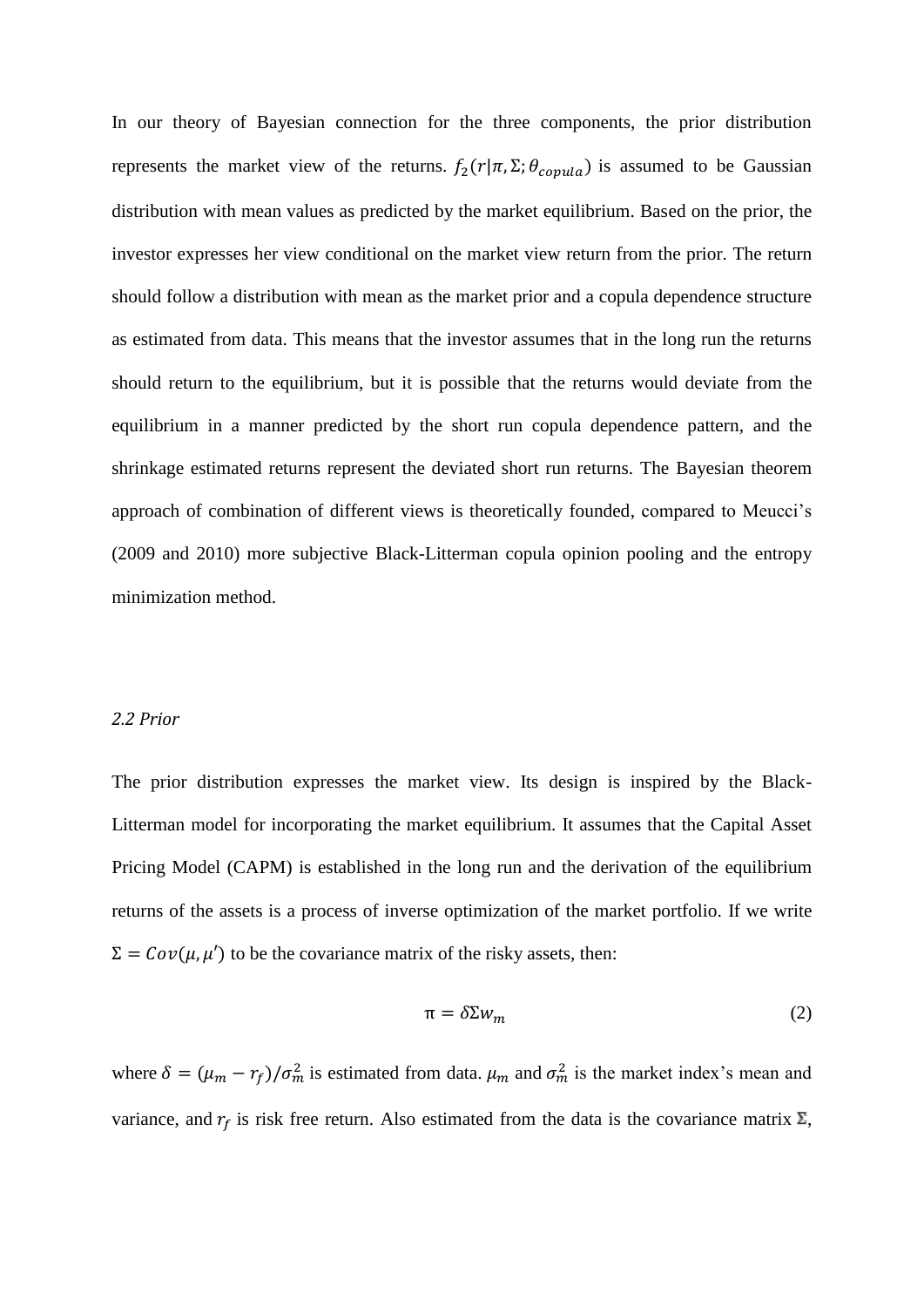In our theory of Bayesian connection for the three components, the prior distribution represents the market view of the returns. $f_2(r|\pi, \Sigma; \theta_{copula})$ is assumed to be Gaussian distribution with mean values as predicted by the market equilibrium. Based on the prior, the investor expresses her view conditional on the market view return from the prior. The return should follow a distribution with mean as the market prior and a copula dependence structure as estimated from data. This means that the investor assumes that in the long run the returns should return to the equilibrium, but it is possible that the returns would deviate from the equilibrium in a manner predicted by the short run copula dependence pattern, and the shrinkage estimated returns represent the deviated short run returns. The Bayesian theorem approach of combination of different views is theoretically founded, compared to Meucci's (2009 and 2010) more subjective Black-Litterman copula opinion pooling and the entropy minimization method.

### *2.2 Prior*

The prior distribution expresses the market view. Its design is inspired by the Black-Litterman model for incorporating the market equilibrium. It assumes that the Capital Asset Pricing Model (CAPM) is established in the long run and the derivation of the equilibrium returns of the assets is a process of inverse optimization of the market portfolio. If we write $\Sigma = Cov(\mu, \mu')$ to be the covariance matrix of the risky assets, then:

$$\pi = \delta \Sigma w_m \tag{2}$$

where $\delta = (\mu_m - r_f)/\sigma_m^2$ is estimated from data. $\mu_m$ and $\sigma_m^2$ is the market index's mean and variance, and $r_f$ is risk free return. Also estimated from the data is the covariance matrix $\boldsymbol{\Sigma}$,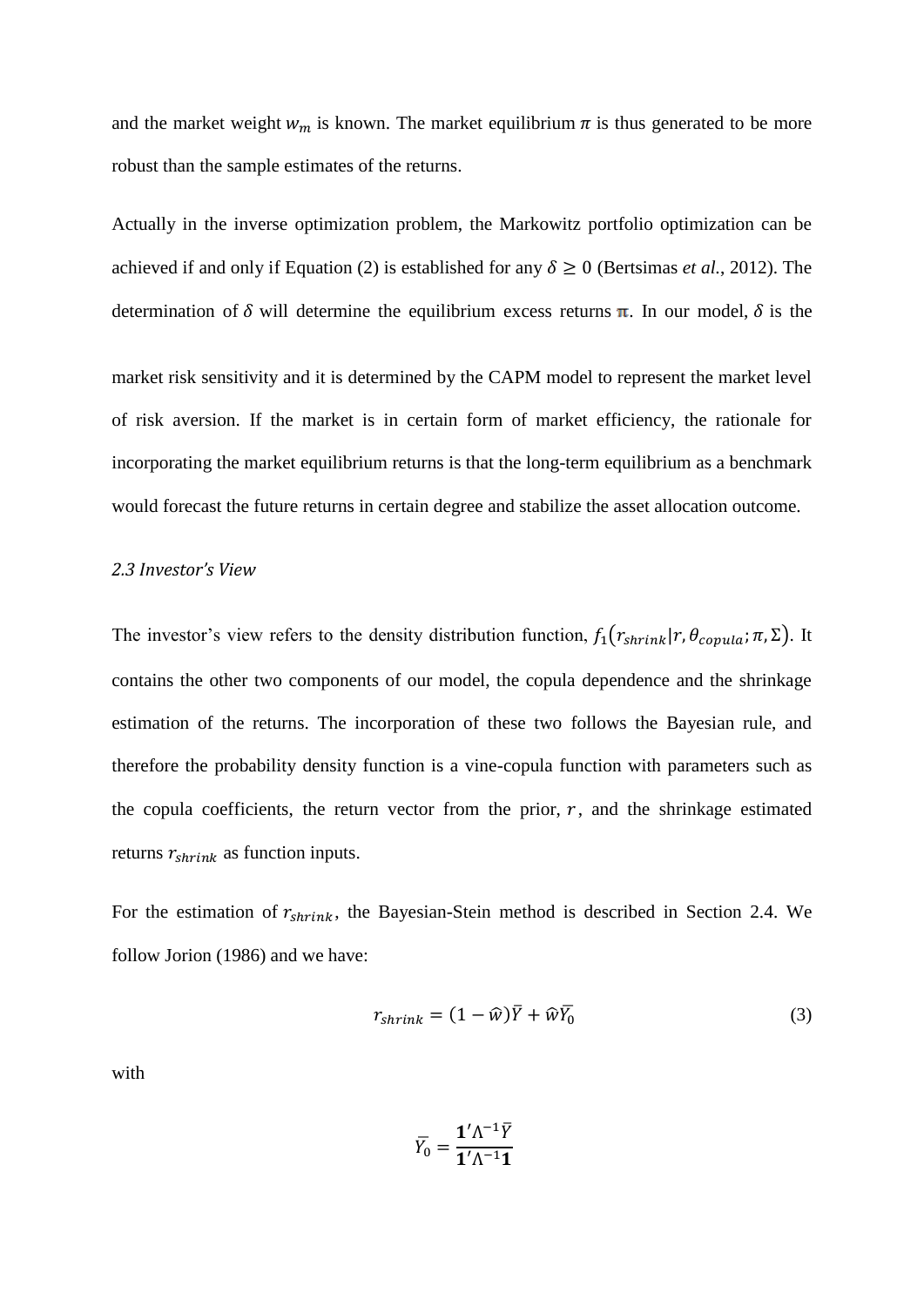and the market weight $w_m$ is known. The market equilibrium $\pi$ is thus generated to be more robust than the sample estimates of the returns.

Actually in the inverse optimization problem, the Markowitz portfolio optimization can be achieved if and only if Equation (2) is established for any $\delta \geq 0$ (Bertsimas *et al.*, 2012). The determination of $\delta$ will determine the equilibrium excess returns $\boldsymbol{\pi}$. In our model, $\delta$ is the market risk sensitivity and it is determined by the CAPM model to represent the market level of risk aversion. If the market is in certain form of market efficiency, the rationale for incorporating the market equilibrium returns is that the long-term equilibrium as a benchmark would forecast the future returns in certain degree and stabilize the asset allocation outcome.

### *2.3 Investor's View*

The investor's view refers to the density distribution function, $f_1(r_{shrink}|r, \theta_{copula}; \pi, \Sigma)$. It contains the other two components of our model, the copula dependence and the shrinkage estimation of the returns. The incorporation of these two follows the Bayesian rule, and therefore the probability density function is a vine-copula function with parameters such as the copula coefficients, the return vector from the prior, $r$, and the shrinkage estimated returns $r_{shrink}$ as function inputs.

For the estimation of $r_{shrink}$, the Bayesian-Stein method is described in Section 2.4. We follow Jorion (1986) and we have:

$$r_{shrink} = (1 - \widehat{w})\bar{Y} + \widehat{w}\bar{Y_0} \tag{3}$$

with

$$\bar{Y_0} = \frac{\mathbf{1}'\Lambda^{-1}\bar{Y}}{\mathbf{1}'\Lambda^{-1}\mathbf{1}}$$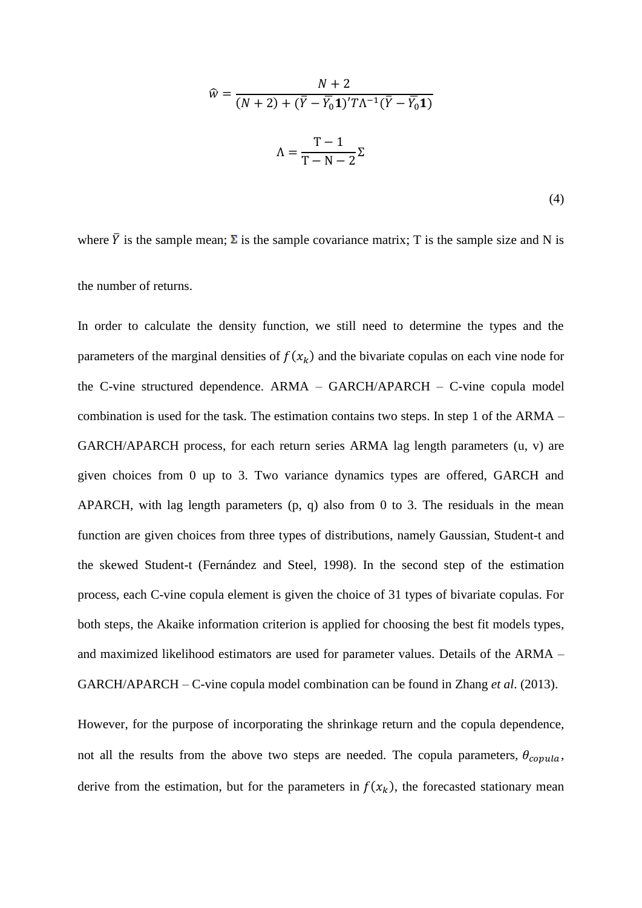$$\hat{w} = \frac{N+2}{(N+2) + (\bar{Y} - \bar{Y_0}\mathbf{1})' T \Lambda^{-1} (\bar{Y} - \bar{Y_0}\mathbf{1})}$$

$$\Lambda = \frac{\mathrm{T}-1}{\mathrm{T}-\mathrm{N}-2}\Sigma$$

(4)

where $\bar{Y}$ is the sample mean; $\mathbf{\Sigma}$ is the sample covariance matrix; T is the sample size and N is the number of returns.

In order to calculate the density function, we still need to determine the types and the parameters of the marginal densities of $f(x_k)$ and the bivariate copulas on each vine node for the C-vine structured dependence. ARMA – GARCH/APARCH – C-vine copula model combination is used for the task. The estimation contains two steps. In step 1 of the ARMA – GARCH/APARCH process, for each return series ARMA lag length parameters (u, v) are given choices from 0 up to 3. Two variance dynamics types are offered, GARCH and APARCH, with lag length parameters (p, q) also from 0 to 3. The residuals in the mean function are given choices from three types of distributions, namely Gaussian, Student-t and the skewed Student-t (Fernández and Steel, 1998). In the second step of the estimation process, each C-vine copula element is given the choice of 31 types of bivariate copulas. For both steps, the Akaike information criterion is applied for choosing the best fit models types, and maximized likelihood estimators are used for parameter values. Details of the ARMA – GARCH/APARCH – C-vine copula model combination can be found in Zhang *et al*. (2013).

However, for the purpose of incorporating the shrinkage return and the copula dependence, not all the results from the above two steps are needed. The copula parameters, $\theta_{copula}$, derive from the estimation, but for the parameters in $f(x_k)$, the forecasted stationary mean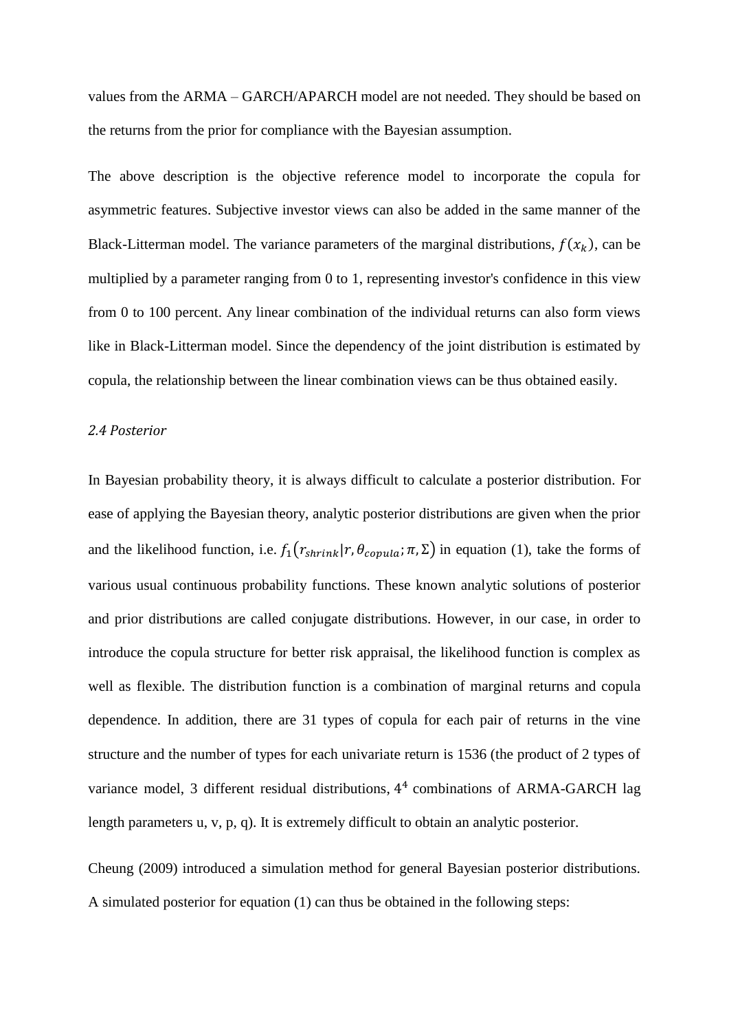values from the ARMA – GARCH/APARCH model are not needed. They should be based on the returns from the prior for compliance with the Bayesian assumption.

The above description is the objective reference model to incorporate the copula for asymmetric features. Subjective investor views can also be added in the same manner of the Black-Litterman model. The variance parameters of the marginal distributions, $f(x_k)$, can be multiplied by a parameter ranging from 0 to 1, representing investor's confidence in this view from 0 to 100 percent. Any linear combination of the individual returns can also form views like in Black-Litterman model. Since the dependency of the joint distribution is estimated by copula, the relationship between the linear combination views can be thus obtained easily.

*2.4 Posterior*

In Bayesian probability theory, it is always difficult to calculate a posterior distribution. For ease of applying the Bayesian theory, analytic posterior distributions are given when the prior and the likelihood function, i.e. $f_1(r_{shrink}|r, \theta_{copula}; \pi, \Sigma)$ in equation (1), take the forms of various usual continuous probability functions. These known analytic solutions of posterior and prior distributions are called conjugate distributions. However, in our case, in order to introduce the copula structure for better risk appraisal, the likelihood function is complex as well as flexible. The distribution function is a combination of marginal returns and copula dependence. In addition, there are 31 types of copula for each pair of returns in the vine structure and the number of types for each univariate return is 1536 (the product of 2 types of variance model, 3 different residual distributions, $4^4$ combinations of ARMA-GARCH lag length parameters u, v, p, q). It is extremely difficult to obtain an analytic posterior.

Cheung (2009) introduced a simulation method for general Bayesian posterior distributions. A simulated posterior for equation (1) can thus be obtained in the following steps: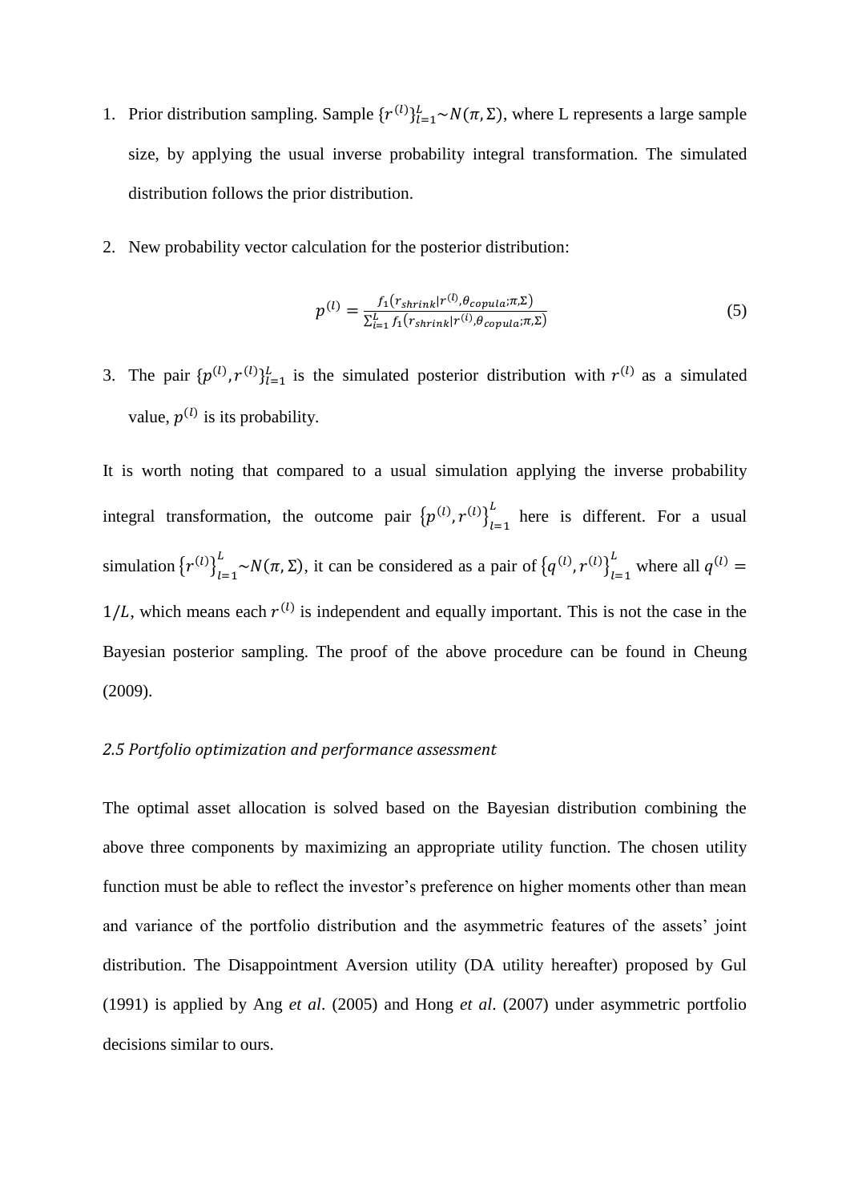1. Prior distribution sampling. Sample $\{r^{(l)}\}_{l=1}^{L} \sim N(\pi, \Sigma)$, where L represents a large sample size, by applying the usual inverse probability integral transformation. The simulated distribution follows the prior distribution.

2. New probability vector calculation for the posterior distribution:

$$p^{(l)} = \frac{f_1\left(r_{shrink} | r^{(l)}, \theta_{copula}; \pi, \Sigma\right)}{\sum_{i=1}^{L} f_1\left(r_{shrink} | r^{(i)}, \theta_{copula}; \pi, \Sigma\right)} \tag{5}$$

3. The pair $\{p^{(l)}, r^{(l)}\}_{l=1}^{L}$ is the simulated posterior distribution with $r^{(l)}$ as a simulated value, $p^{(l)}$ is its probability.

It is worth noting that compared to a usual simulation applying the inverse probability integral transformation, the outcome pair $\left\{p^{(l)}, r^{(l)}\right\}_{l=1}^{L}$ here is different. For a usual simulation $\left\{r^{(l)}\right\}_{l=1}^{L} \sim N(\pi, \Sigma)$, it can be considered as a pair of $\left\{q^{(l)}, r^{(l)}\right\}_{l=1}^{L}$ where all $q^{(l)} = 1/L$, which means each $r^{(l)}$ is independent and equally important. This is not the case in the Bayesian posterior sampling. The proof of the above procedure can be found in Cheung (2009).

### *2.5 Portfolio optimization and performance assessment*

The optimal asset allocation is solved based on the Bayesian distribution combining the above three components by maximizing an appropriate utility function. The chosen utility function must be able to reflect the investor's preference on higher moments other than mean and variance of the portfolio distribution and the asymmetric features of the assets' joint distribution. The Disappointment Aversion utility (DA utility hereafter) proposed by Gul (1991) is applied by Ang *et al*. (2005) and Hong *et al*. (2007) under asymmetric portfolio decisions similar to ours.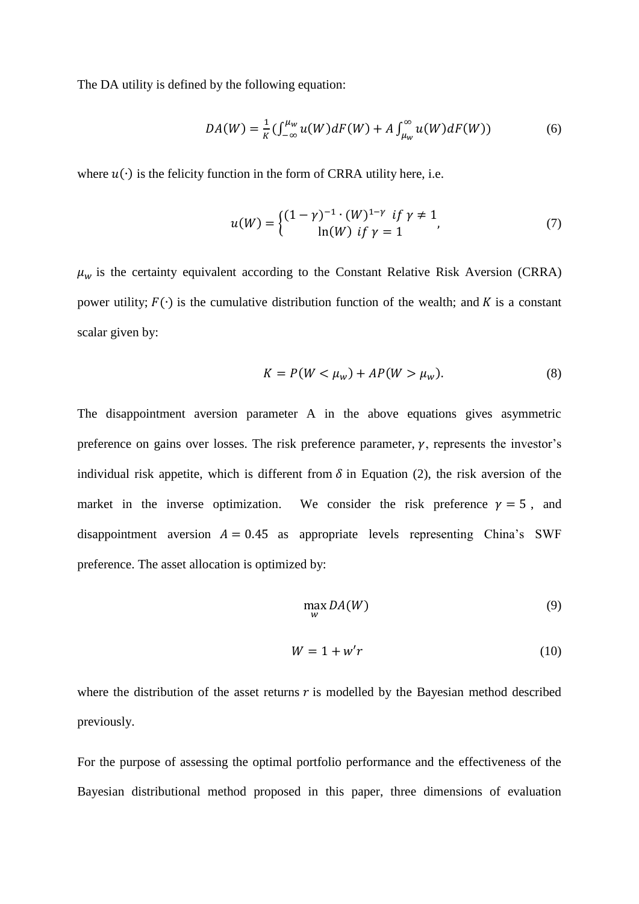The DA utility is defined by the following equation:

$$DA(W) = \frac{1}{K}\left(\int_{-\infty}^{\mu_w} u(W)dF(W) + A\int_{\mu_w}^{\infty} u(W)dF(W)\right) \tag{6}$$

where $u(\cdot)$ is the felicity function in the form of CRRA utility here, i.e.

$$u(W) = \begin{cases} (1-\gamma)^{-1} \cdot (W)^{1-\gamma} & if\ \gamma \neq 1 \\ \ln(W) & if\ \gamma = 1 \end{cases}, \tag{7}$$

$\mu_w$ is the certainty equivalent according to the Constant Relative Risk Aversion (CRRA) power utility; $F(\cdot)$ is the cumulative distribution function of the wealth; and $K$ is a constant scalar given by:

$$K = P(W < \mu_w) + AP(W > \mu_w). \tag{8}$$

The disappointment aversion parameter A in the above equations gives asymmetric preference on gains over losses. The risk preference parameter, $\gamma$, represents the investor's individual risk appetite, which is different from $\delta$ in Equation (2), the risk aversion of the market in the inverse optimization. We consider the risk preference $\gamma = 5$, and disappointment aversion $A = 0.45$ as appropriate levels representing China's SWF preference. The asset allocation is optimized by:

$$\max_{w} DA(W) \tag{9}$$

$$W = 1 + w'r \tag{10}$$

where the distribution of the asset returns $r$ is modelled by the Bayesian method described previously.

For the purpose of assessing the optimal portfolio performance and the effectiveness of the Bayesian distributional method proposed in this paper, three dimensions of evaluation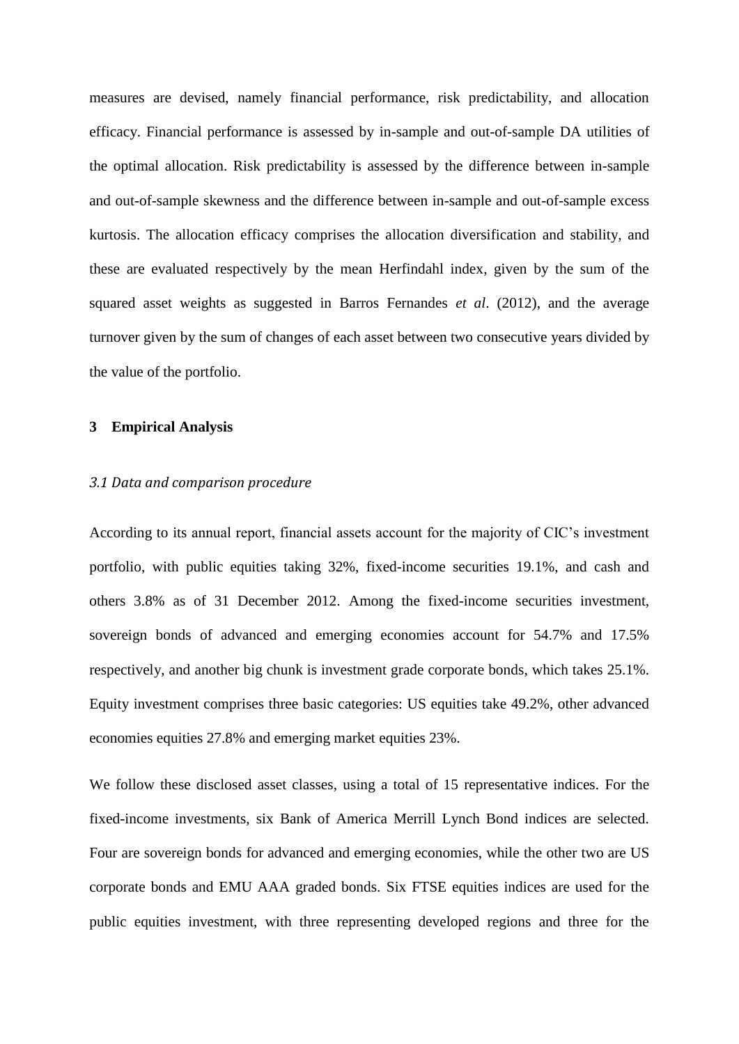measures are devised, namely financial performance, risk predictability, and allocation efficacy. Financial performance is assessed by in-sample and out-of-sample DA utilities of the optimal allocation. Risk predictability is assessed by the difference between in-sample and out-of-sample skewness and the difference between in-sample and out-of-sample excess kurtosis. The allocation efficacy comprises the allocation diversification and stability, and these are evaluated respectively by the mean Herfindahl index, given by the sum of the squared asset weights as suggested in Barros Fernandes *et al*. (2012), and the average turnover given by the sum of changes of each asset between two consecutive years divided by the value of the portfolio.

## 3 Empirical Analysis

### *3.1 Data and comparison procedure*

According to its annual report, financial assets account for the majority of CIC's investment portfolio, with public equities taking 32%, fixed-income securities 19.1%, and cash and others 3.8% as of 31 December 2012. Among the fixed-income securities investment, sovereign bonds of advanced and emerging economies account for 54.7% and 17.5% respectively, and another big chunk is investment grade corporate bonds, which takes 25.1%. Equity investment comprises three basic categories: US equities take 49.2%, other advanced economies equities 27.8% and emerging market equities 23%.

We follow these disclosed asset classes, using a total of 15 representative indices. For the fixed-income investments, six Bank of America Merrill Lynch Bond indices are selected. Four are sovereign bonds for advanced and emerging economies, while the other two are US corporate bonds and EMU AAA graded bonds. Six FTSE equities indices are used for the public equities investment, with three representing developed regions and three for the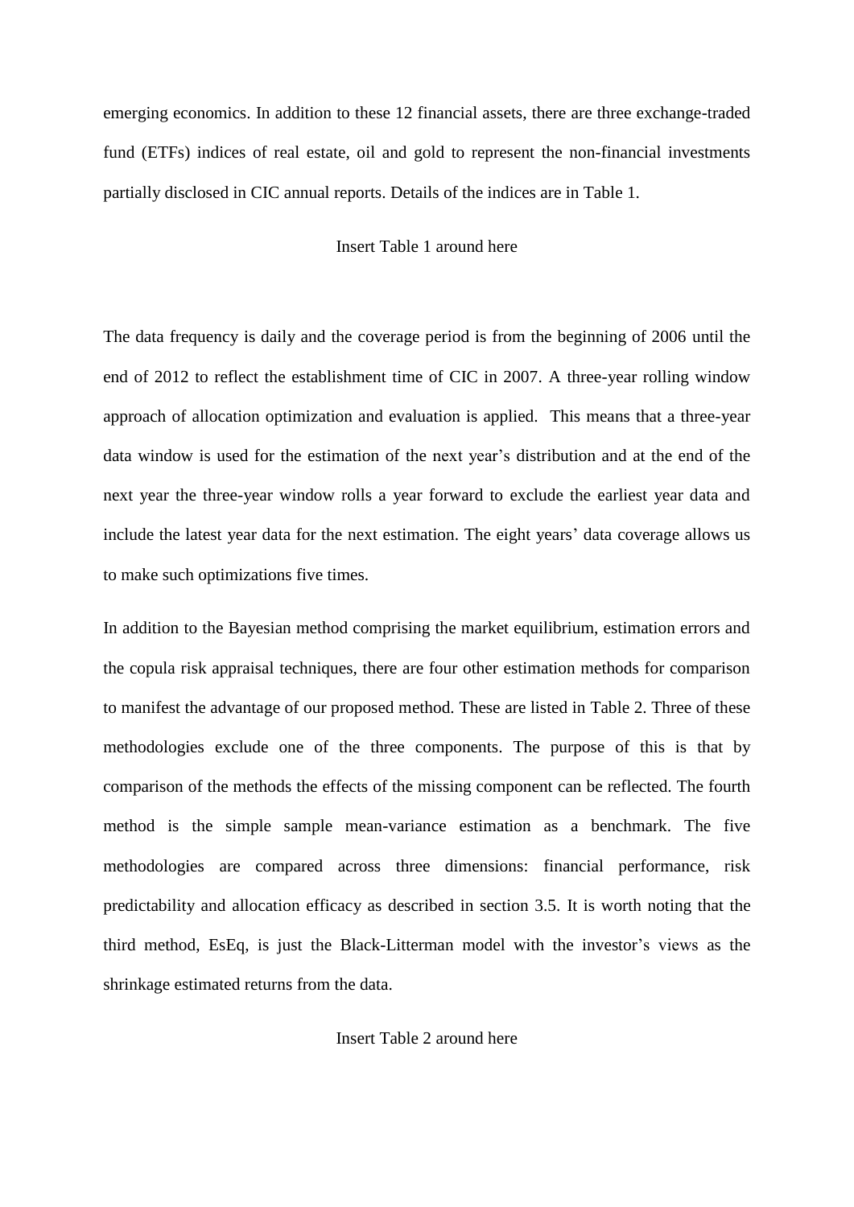emerging economics. In addition to these 12 financial assets, there are three exchange-traded fund (ETFs) indices of real estate, oil and gold to represent the non-financial investments partially disclosed in CIC annual reports. Details of the indices are in Table 1.

Insert Table 1 around here

The data frequency is daily and the coverage period is from the beginning of 2006 until the end of 2012 to reflect the establishment time of CIC in 2007. A three-year rolling window approach of allocation optimization and evaluation is applied. This means that a three-year data window is used for the estimation of the next year's distribution and at the end of the next year the three-year window rolls a year forward to exclude the earliest year data and include the latest year data for the next estimation. The eight years' data coverage allows us to make such optimizations five times.

In addition to the Bayesian method comprising the market equilibrium, estimation errors and the copula risk appraisal techniques, there are four other estimation methods for comparison to manifest the advantage of our proposed method. These are listed in Table 2. Three of these methodologies exclude one of the three components. The purpose of this is that by comparison of the methods the effects of the missing component can be reflected. The fourth method is the simple sample mean-variance estimation as a benchmark. The five methodologies are compared across three dimensions: financial performance, risk predictability and allocation efficacy as described in section 3.5. It is worth noting that the third method, EsEq, is just the Black-Litterman model with the investor's views as the shrinkage estimated returns from the data.

Insert Table 2 around here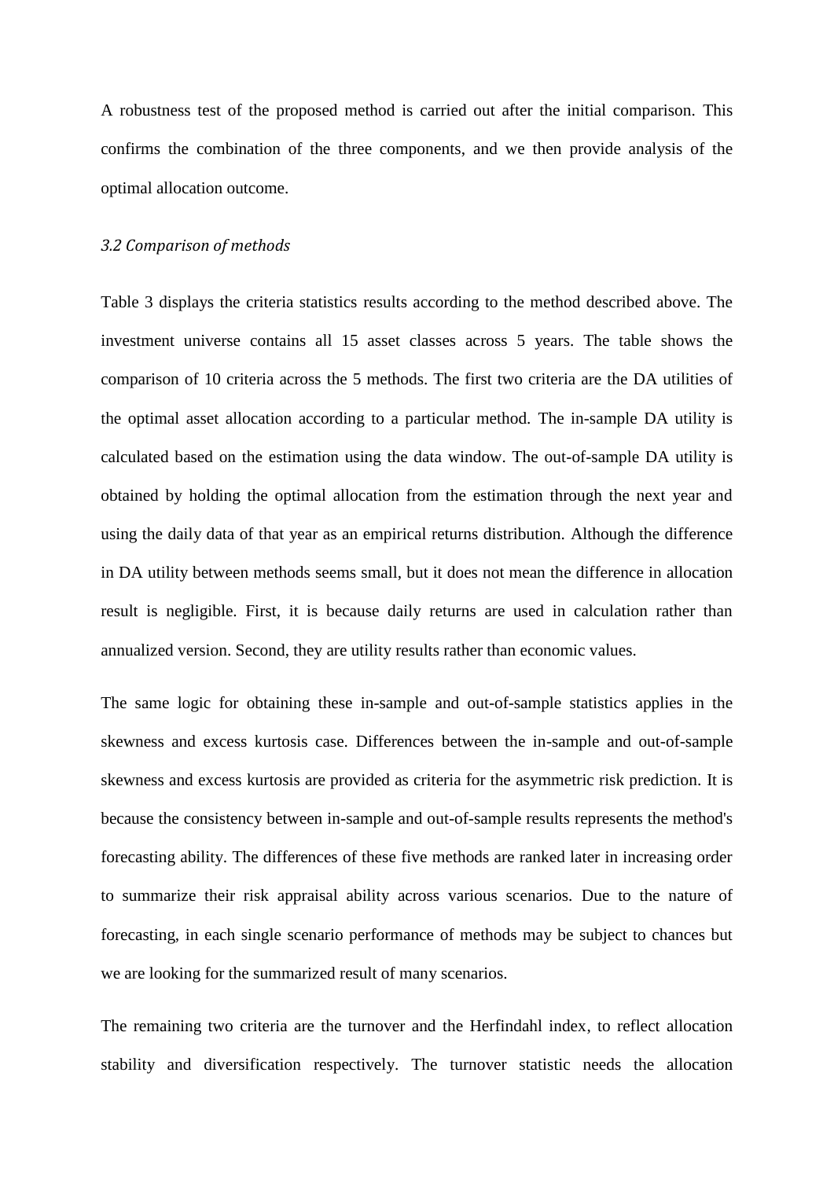A robustness test of the proposed method is carried out after the initial comparison. This confirms the combination of the three components, and we then provide analysis of the optimal allocation outcome.

### *3.2 Comparison of methods*

Table 3 displays the criteria statistics results according to the method described above. The investment universe contains all 15 asset classes across 5 years. The table shows the comparison of 10 criteria across the 5 methods. The first two criteria are the DA utilities of the optimal asset allocation according to a particular method. The in-sample DA utility is calculated based on the estimation using the data window. The out-of-sample DA utility is obtained by holding the optimal allocation from the estimation through the next year and using the daily data of that year as an empirical returns distribution. Although the difference in DA utility between methods seems small, but it does not mean the difference in allocation result is negligible. First, it is because daily returns are used in calculation rather than annualized version. Second, they are utility results rather than economic values.

The same logic for obtaining these in-sample and out-of-sample statistics applies in the skewness and excess kurtosis case. Differences between the in-sample and out-of-sample skewness and excess kurtosis are provided as criteria for the asymmetric risk prediction. It is because the consistency between in-sample and out-of-sample results represents the method's forecasting ability. The differences of these five methods are ranked later in increasing order to summarize their risk appraisal ability across various scenarios. Due to the nature of forecasting, in each single scenario performance of methods may be subject to chances but we are looking for the summarized result of many scenarios.

The remaining two criteria are the turnover and the Herfindahl index, to reflect allocation stability and diversification respectively. The turnover statistic needs the allocation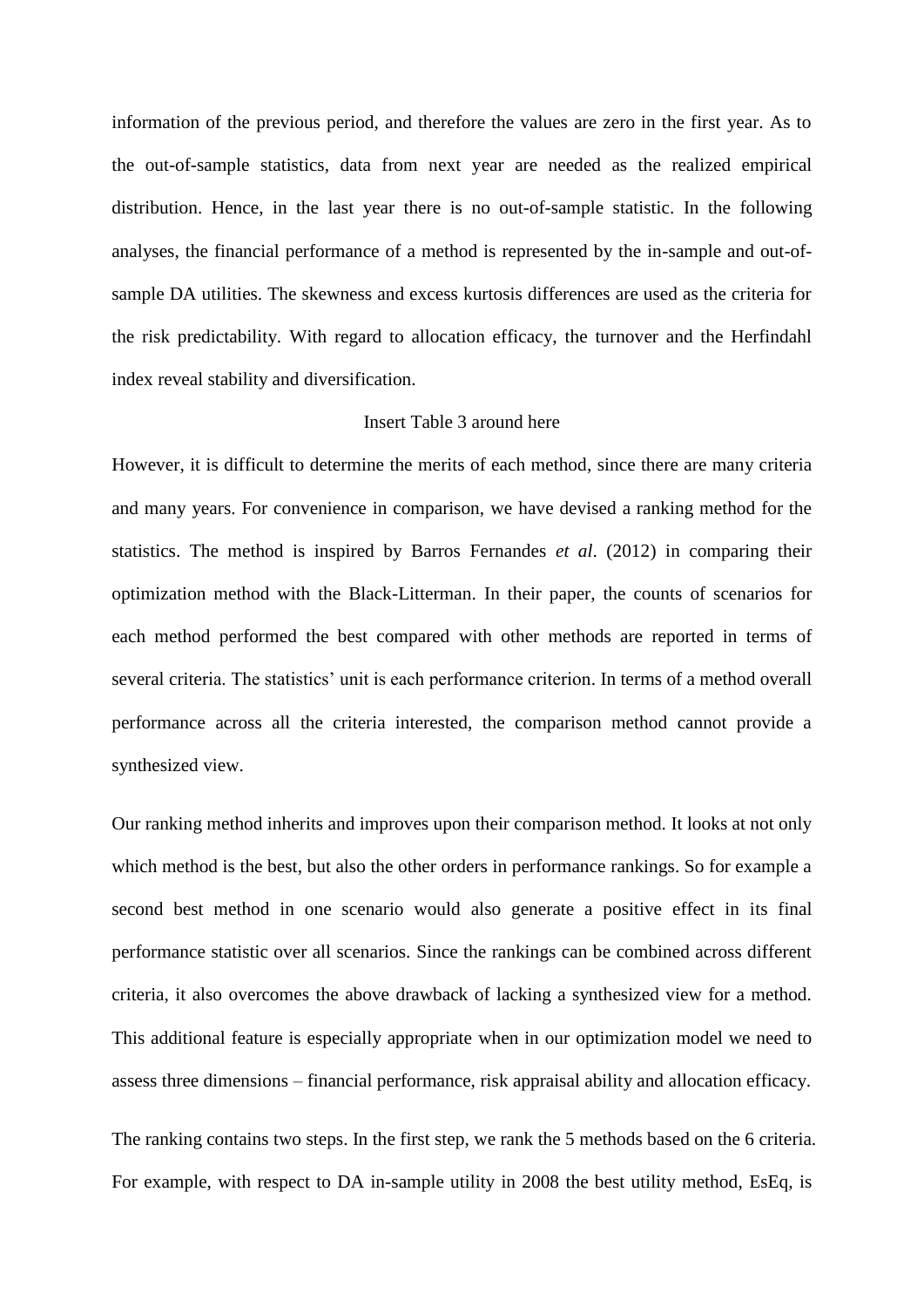information of the previous period, and therefore the values are zero in the first year. As to the out-of-sample statistics, data from next year are needed as the realized empirical distribution. Hence, in the last year there is no out-of-sample statistic. In the following analyses, the financial performance of a method is represented by the in-sample and out-of-sample DA utilities. The skewness and excess kurtosis differences are used as the criteria for the risk predictability. With regard to allocation efficacy, the turnover and the Herfindahl index reveal stability and diversification.

Insert Table 3 around here

However, it is difficult to determine the merits of each method, since there are many criteria and many years. For convenience in comparison, we have devised a ranking method for the statistics. The method is inspired by Barros Fernandes *et al*. (2012) in comparing their optimization method with the Black-Litterman. In their paper, the counts of scenarios for each method performed the best compared with other methods are reported in terms of several criteria. The statistics' unit is each performance criterion. In terms of a method overall performance across all the criteria interested, the comparison method cannot provide a synthesized view.

Our ranking method inherits and improves upon their comparison method. It looks at not only which method is the best, but also the other orders in performance rankings. So for example a second best method in one scenario would also generate a positive effect in its final performance statistic over all scenarios. Since the rankings can be combined across different criteria, it also overcomes the above drawback of lacking a synthesized view for a method. This additional feature is especially appropriate when in our optimization model we need to assess three dimensions – financial performance, risk appraisal ability and allocation efficacy.

The ranking contains two steps. In the first step, we rank the 5 methods based on the 6 criteria. For example, with respect to DA in-sample utility in 2008 the best utility method, EsEq, is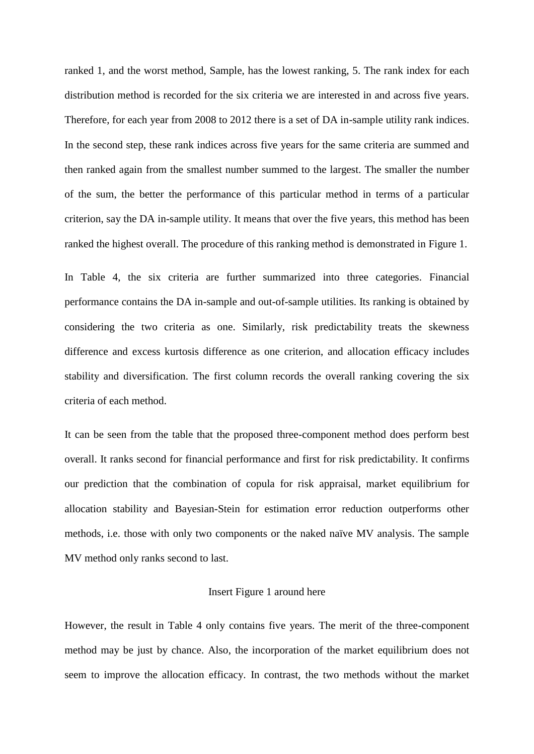ranked 1, and the worst method, Sample, has the lowest ranking, 5. The rank index for each distribution method is recorded for the six criteria we are interested in and across five years. Therefore, for each year from 2008 to 2012 there is a set of DA in-sample utility rank indices. In the second step, these rank indices across five years for the same criteria are summed and then ranked again from the smallest number summed to the largest. The smaller the number of the sum, the better the performance of this particular method in terms of a particular criterion, say the DA in-sample utility. It means that over the five years, this method has been ranked the highest overall. The procedure of this ranking method is demonstrated in Figure 1.

In Table 4, the six criteria are further summarized into three categories. Financial performance contains the DA in-sample and out-of-sample utilities. Its ranking is obtained by considering the two criteria as one. Similarly, risk predictability treats the skewness difference and excess kurtosis difference as one criterion, and allocation efficacy includes stability and diversification. The first column records the overall ranking covering the six criteria of each method.

It can be seen from the table that the proposed three-component method does perform best overall. It ranks second for financial performance and first for risk predictability. It confirms our prediction that the combination of copula for risk appraisal, market equilibrium for allocation stability and Bayesian-Stein for estimation error reduction outperforms other methods, i.e. those with only two components or the naked naïve MV analysis. The sample MV method only ranks second to last.

Insert Figure 1 around here

However, the result in Table 4 only contains five years. The merit of the three-component method may be just by chance. Also, the incorporation of the market equilibrium does not seem to improve the allocation efficacy. In contrast, the two methods without the market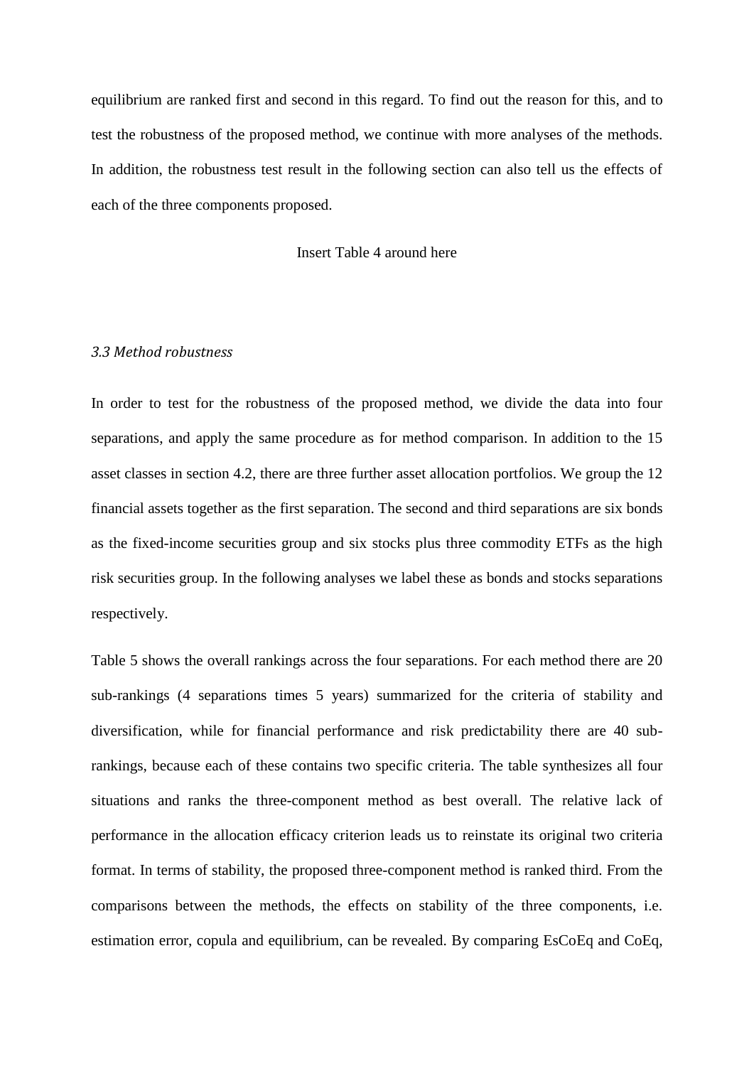equilibrium are ranked first and second in this regard. To find out the reason for this, and to test the robustness of the proposed method, we continue with more analyses of the methods. In addition, the robustness test result in the following section can also tell us the effects of each of the three components proposed.

Insert Table 4 around here

### *3.3 Method robustness*

In order to test for the robustness of the proposed method, we divide the data into four separations, and apply the same procedure as for method comparison. In addition to the 15 asset classes in section 4.2, there are three further asset allocation portfolios. We group the 12 financial assets together as the first separation. The second and third separations are six bonds as the fixed-income securities group and six stocks plus three commodity ETFs as the high risk securities group. In the following analyses we label these as bonds and stocks separations respectively.

Table 5 shows the overall rankings across the four separations. For each method there are 20 sub-rankings (4 separations times 5 years) summarized for the criteria of stability and diversification, while for financial performance and risk predictability there are 40 sub-rankings, because each of these contains two specific criteria. The table synthesizes all four situations and ranks the three-component method as best overall. The relative lack of performance in the allocation efficacy criterion leads us to reinstate its original two criteria format. In terms of stability, the proposed three-component method is ranked third. From the comparisons between the methods, the effects on stability of the three components, i.e. estimation error, copula and equilibrium, can be revealed. By comparing EsCoEq and CoEq,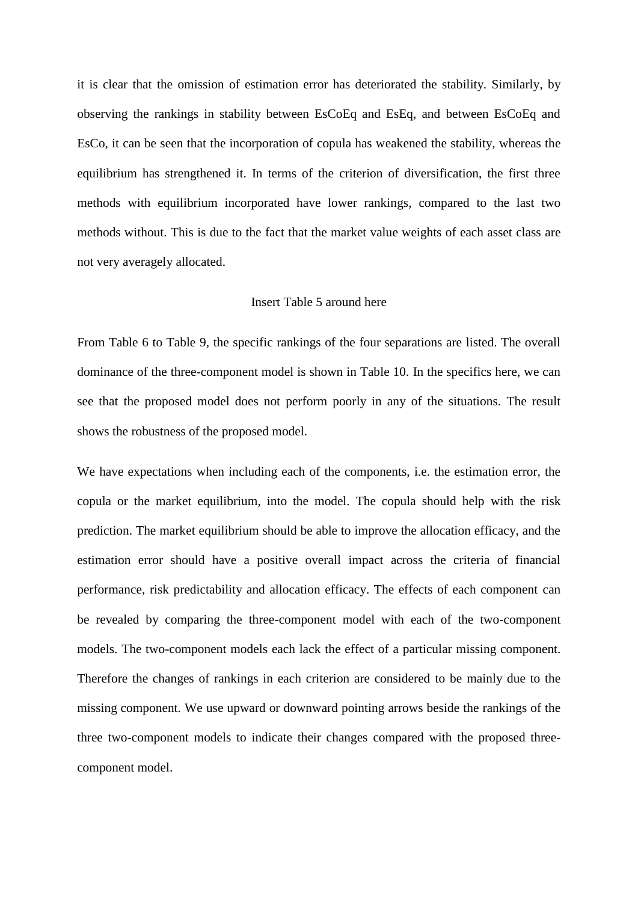it is clear that the omission of estimation error has deteriorated the stability. Similarly, by observing the rankings in stability between EsCoEq and EsEq, and between EsCoEq and EsCo, it can be seen that the incorporation of copula has weakened the stability, whereas the equilibrium has strengthened it. In terms of the criterion of diversification, the first three methods with equilibrium incorporated have lower rankings, compared to the last two methods without. This is due to the fact that the market value weights of each asset class are not very averagely allocated.

Insert Table 5 around here

From Table 6 to Table 9, the specific rankings of the four separations are listed. The overall dominance of the three-component model is shown in Table 10. In the specifics here, we can see that the proposed model does not perform poorly in any of the situations. The result shows the robustness of the proposed model.

We have expectations when including each of the components, i.e. the estimation error, the copula or the market equilibrium, into the model. The copula should help with the risk prediction. The market equilibrium should be able to improve the allocation efficacy, and the estimation error should have a positive overall impact across the criteria of financial performance, risk predictability and allocation efficacy. The effects of each component can be revealed by comparing the three-component model with each of the two-component models. The two-component models each lack the effect of a particular missing component. Therefore the changes of rankings in each criterion are considered to be mainly due to the missing component. We use upward or downward pointing arrows beside the rankings of the three two-component models to indicate their changes compared with the proposed three-component model.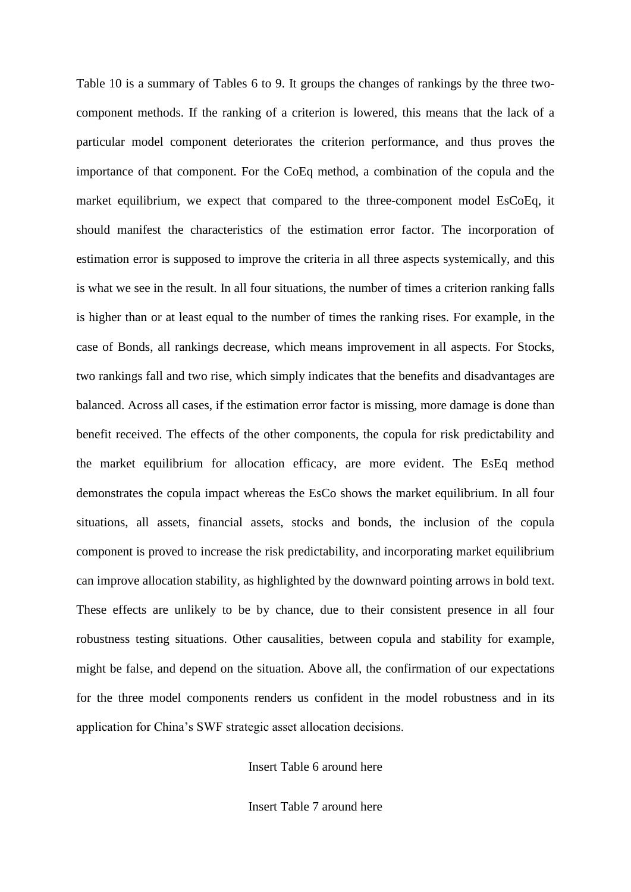Table 10 is a summary of Tables 6 to 9. It groups the changes of rankings by the three two-component methods. If the ranking of a criterion is lowered, this means that the lack of a particular model component deteriorates the criterion performance, and thus proves the importance of that component. For the CoEq method, a combination of the copula and the market equilibrium, we expect that compared to the three-component model EsCoEq, it should manifest the characteristics of the estimation error factor. The incorporation of estimation error is supposed to improve the criteria in all three aspects systemically, and this is what we see in the result. In all four situations, the number of times a criterion ranking falls is higher than or at least equal to the number of times the ranking rises. For example, in the case of Bonds, all rankings decrease, which means improvement in all aspects. For Stocks, two rankings fall and two rise, which simply indicates that the benefits and disadvantages are balanced. Across all cases, if the estimation error factor is missing, more damage is done than benefit received. The effects of the other components, the copula for risk predictability and the market equilibrium for allocation efficacy, are more evident. The EsEq method demonstrates the copula impact whereas the EsCo shows the market equilibrium. In all four situations, all assets, financial assets, stocks and bonds, the inclusion of the copula component is proved to increase the risk predictability, and incorporating market equilibrium can improve allocation stability, as highlighted by the downward pointing arrows in bold text. These effects are unlikely to be by chance, due to their consistent presence in all four robustness testing situations. Other causalities, between copula and stability for example, might be false, and depend on the situation. Above all, the confirmation of our expectations for the three model components renders us confident in the model robustness and in its application for China's SWF strategic asset allocation decisions.

Insert Table 6 around here

Insert Table 7 around here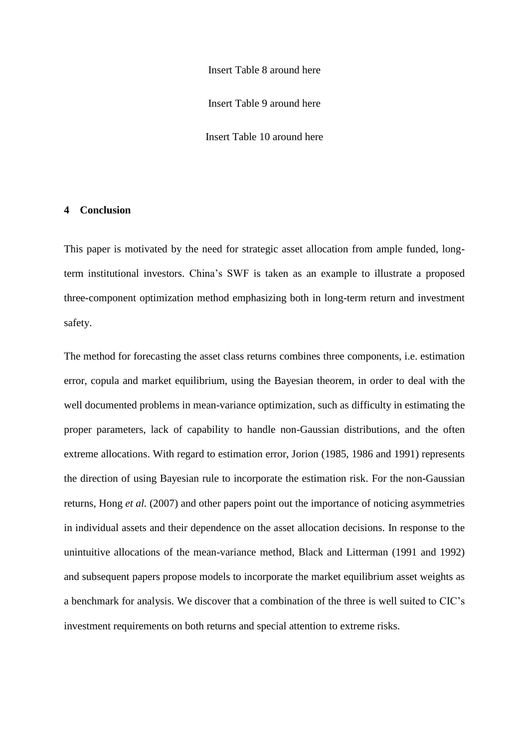Insert Table 8 around here

Insert Table 9 around here

Insert Table 10 around here

## 4 Conclusion

This paper is motivated by the need for strategic asset allocation from ample funded, long-term institutional investors. China's SWF is taken as an example to illustrate a proposed three-component optimization method emphasizing both in long-term return and investment safety.

The method for forecasting the asset class returns combines three components, i.e. estimation error, copula and market equilibrium, using the Bayesian theorem, in order to deal with the well documented problems in mean-variance optimization, such as difficulty in estimating the proper parameters, lack of capability to handle non-Gaussian distributions, and the often extreme allocations. With regard to estimation error, Jorion (1985, 1986 and 1991) represents the direction of using Bayesian rule to incorporate the estimation risk. For the non-Gaussian returns, Hong *et al.* (2007) and other papers point out the importance of noticing asymmetries in individual assets and their dependence on the asset allocation decisions. In response to the unintuitive allocations of the mean-variance method, Black and Litterman (1991 and 1992) and subsequent papers propose models to incorporate the market equilibrium asset weights as a benchmark for analysis. We discover that a combination of the three is well suited to CIC's investment requirements on both returns and special attention to extreme risks.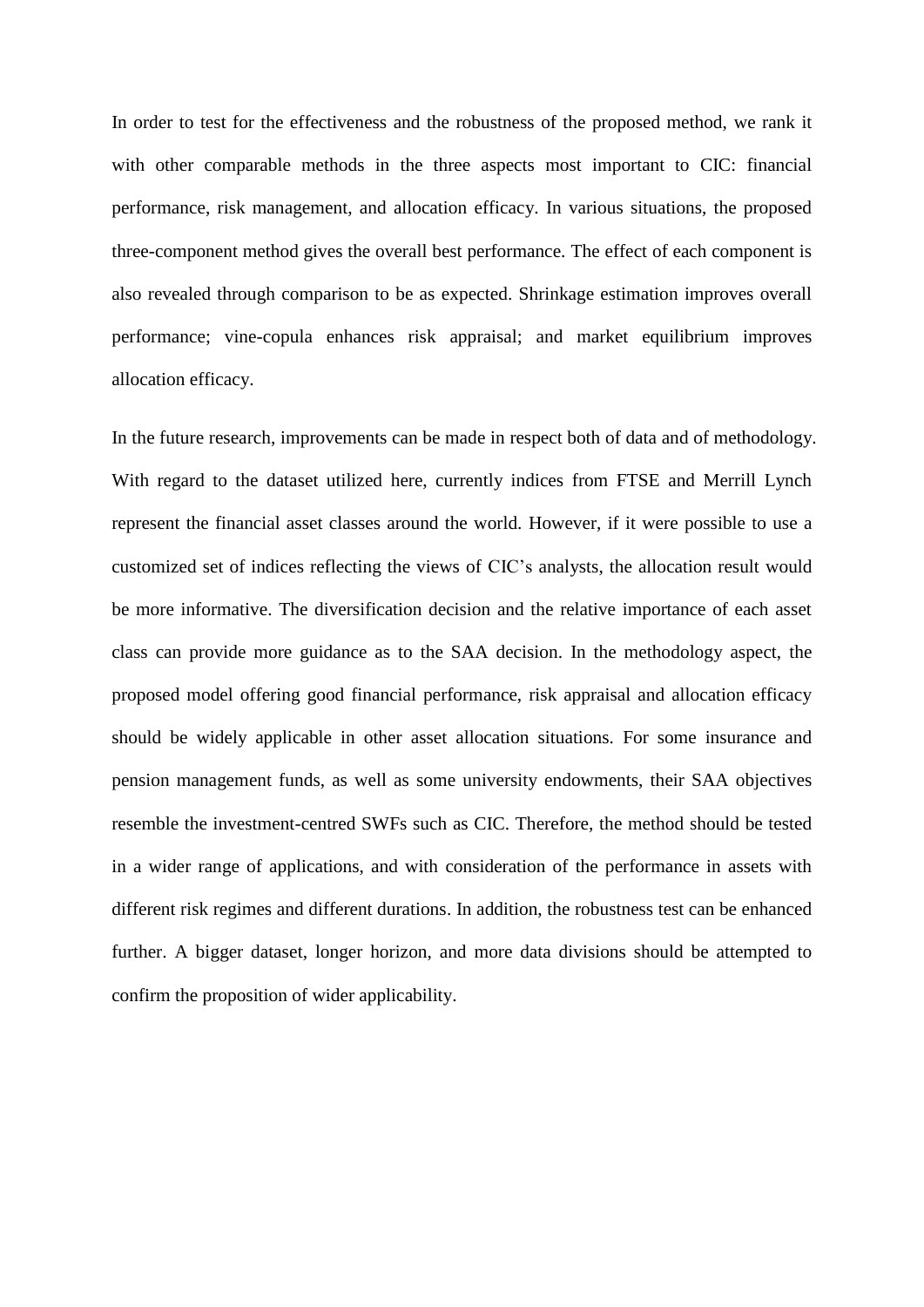In order to test for the effectiveness and the robustness of the proposed method, we rank it with other comparable methods in the three aspects most important to CIC: financial performance, risk management, and allocation efficacy. In various situations, the proposed three-component method gives the overall best performance. The effect of each component is also revealed through comparison to be as expected. Shrinkage estimation improves overall performance; vine-copula enhances risk appraisal; and market equilibrium improves allocation efficacy.

In the future research, improvements can be made in respect both of data and of methodology. With regard to the dataset utilized here, currently indices from FTSE and Merrill Lynch represent the financial asset classes around the world. However, if it were possible to use a customized set of indices reflecting the views of CIC's analysts, the allocation result would be more informative. The diversification decision and the relative importance of each asset class can provide more guidance as to the SAA decision. In the methodology aspect, the proposed model offering good financial performance, risk appraisal and allocation efficacy should be widely applicable in other asset allocation situations. For some insurance and pension management funds, as well as some university endowments, their SAA objectives resemble the investment-centred SWFs such as CIC. Therefore, the method should be tested in a wider range of applications, and with consideration of the performance in assets with different risk regimes and different durations. In addition, the robustness test can be enhanced further. A bigger dataset, longer horizon, and more data divisions should be attempted to confirm the proposition of wider applicability.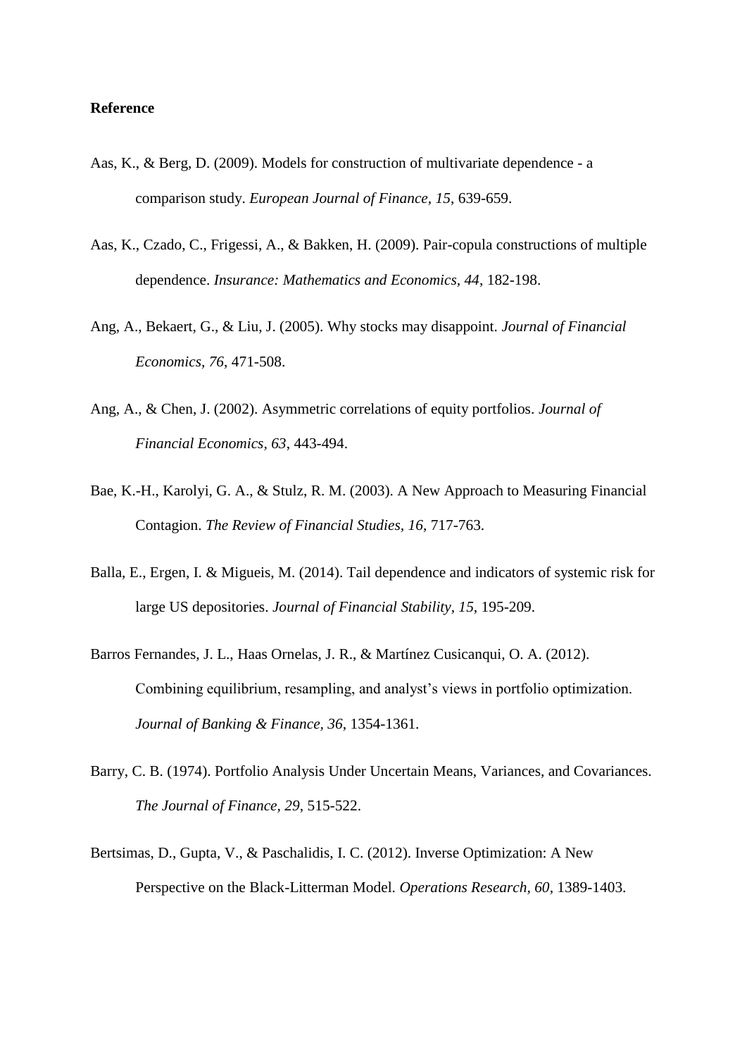**Reference**

Aas, K., & Berg, D. (2009). Models for construction of multivariate dependence - a comparison study. *European Journal of Finance, 15*, 639-659.

Aas, K., Czado, C., Frigessi, A., & Bakken, H. (2009). Pair-copula constructions of multiple dependence. *Insurance: Mathematics and Economics, 44*, 182-198.

Ang, A., Bekaert, G., & Liu, J. (2005). Why stocks may disappoint. *Journal of Financial Economics, 76*, 471-508.

Ang, A., & Chen, J. (2002). Asymmetric correlations of equity portfolios. *Journal of Financial Economics, 63*, 443-494.

Bae, K.-H., Karolyi, G. A., & Stulz, R. M. (2003). A New Approach to Measuring Financial Contagion. *The Review of Financial Studies, 16*, 717-763.

Balla, E., Ergen, I. & Migueis, M. (2014). Tail dependence and indicators of systemic risk for large US depositories. *Journal of Financial Stability, 15*, 195-209.

Barros Fernandes, J. L., Haas Ornelas, J. R., & Martínez Cusicanqui, O. A. (2012). Combining equilibrium, resampling, and analyst's views in portfolio optimization. *Journal of Banking & Finance, 36*, 1354-1361.

Barry, C. B. (1974). Portfolio Analysis Under Uncertain Means, Variances, and Covariances. *The Journal of Finance, 29*, 515-522.

Bertsimas, D., Gupta, V., & Paschalidis, I. C. (2012). Inverse Optimization: A New Perspective on the Black-Litterman Model. *Operations Research, 60*, 1389-1403.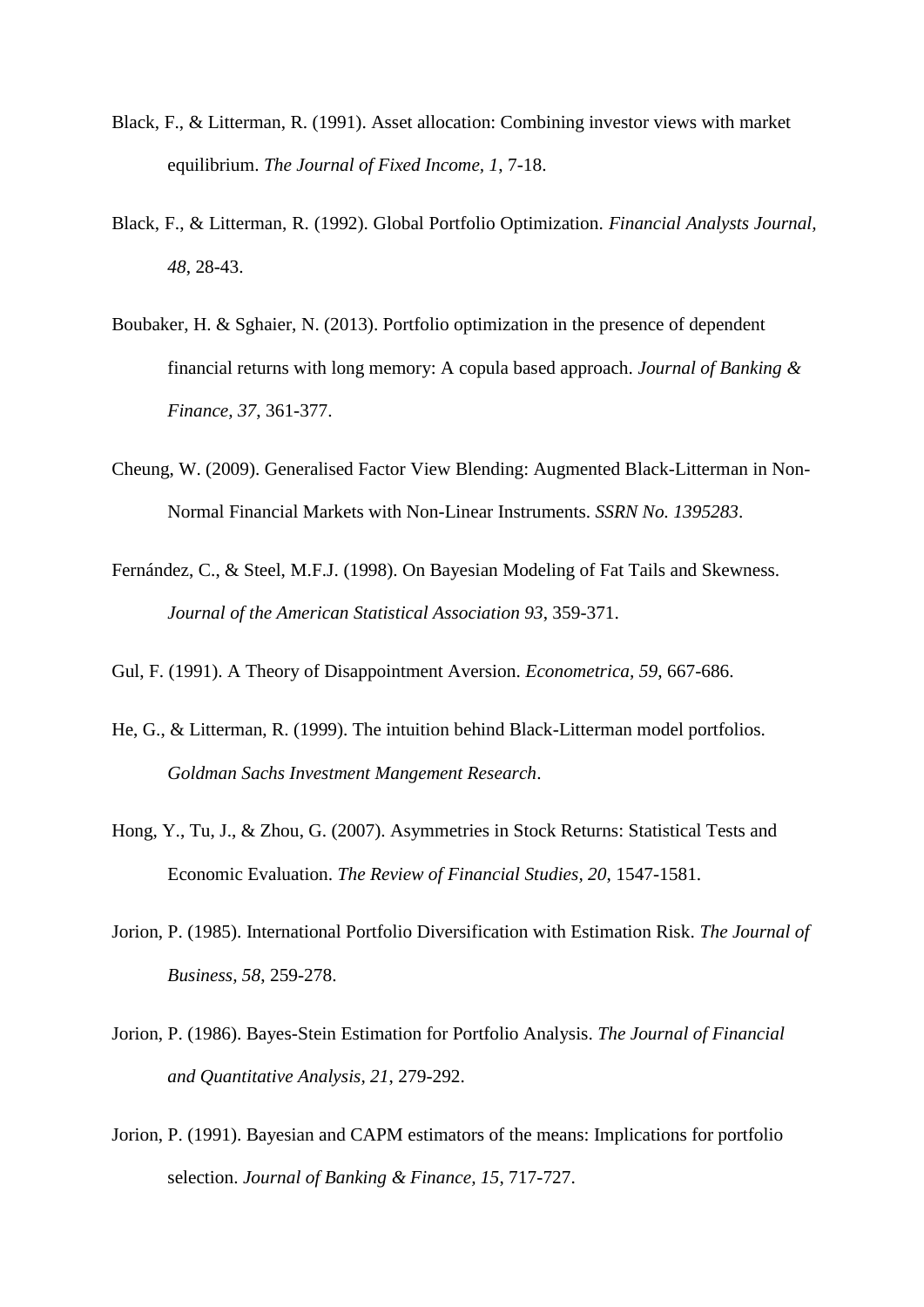Black, F., & Litterman, R. (1991). Asset allocation: Combining investor views with market equilibrium. *The Journal of Fixed Income, 1*, 7-18.

Black, F., & Litterman, R. (1992). Global Portfolio Optimization. *Financial Analysts Journal, 48*, 28-43.

Boubaker, H. & Sghaier, N. (2013). Portfolio optimization in the presence of dependent financial returns with long memory: A copula based approach. *Journal of Banking & Finance, 37*, 361-377.

Cheung, W. (2009). Generalised Factor View Blending: Augmented Black-Litterman in Non-Normal Financial Markets with Non-Linear Instruments. *SSRN No. 1395283*.

Fernández, C., & Steel, M.F.J. (1998). On Bayesian Modeling of Fat Tails and Skewness. *Journal of the American Statistical Association 93*, 359-371.

Gul, F. (1991). A Theory of Disappointment Aversion. *Econometrica, 59*, 667-686.

He, G., & Litterman, R. (1999). The intuition behind Black-Litterman model portfolios. *Goldman Sachs Investment Mangement Research*.

Hong, Y., Tu, J., & Zhou, G. (2007). Asymmetries in Stock Returns: Statistical Tests and Economic Evaluation. *The Review of Financial Studies, 20*, 1547-1581.

Jorion, P. (1985). International Portfolio Diversification with Estimation Risk. *The Journal of Business, 58*, 259-278.

Jorion, P. (1986). Bayes-Stein Estimation for Portfolio Analysis. *The Journal of Financial and Quantitative Analysis, 21*, 279-292.

Jorion, P. (1991). Bayesian and CAPM estimators of the means: Implications for portfolio selection. *Journal of Banking & Finance, 15*, 717-727.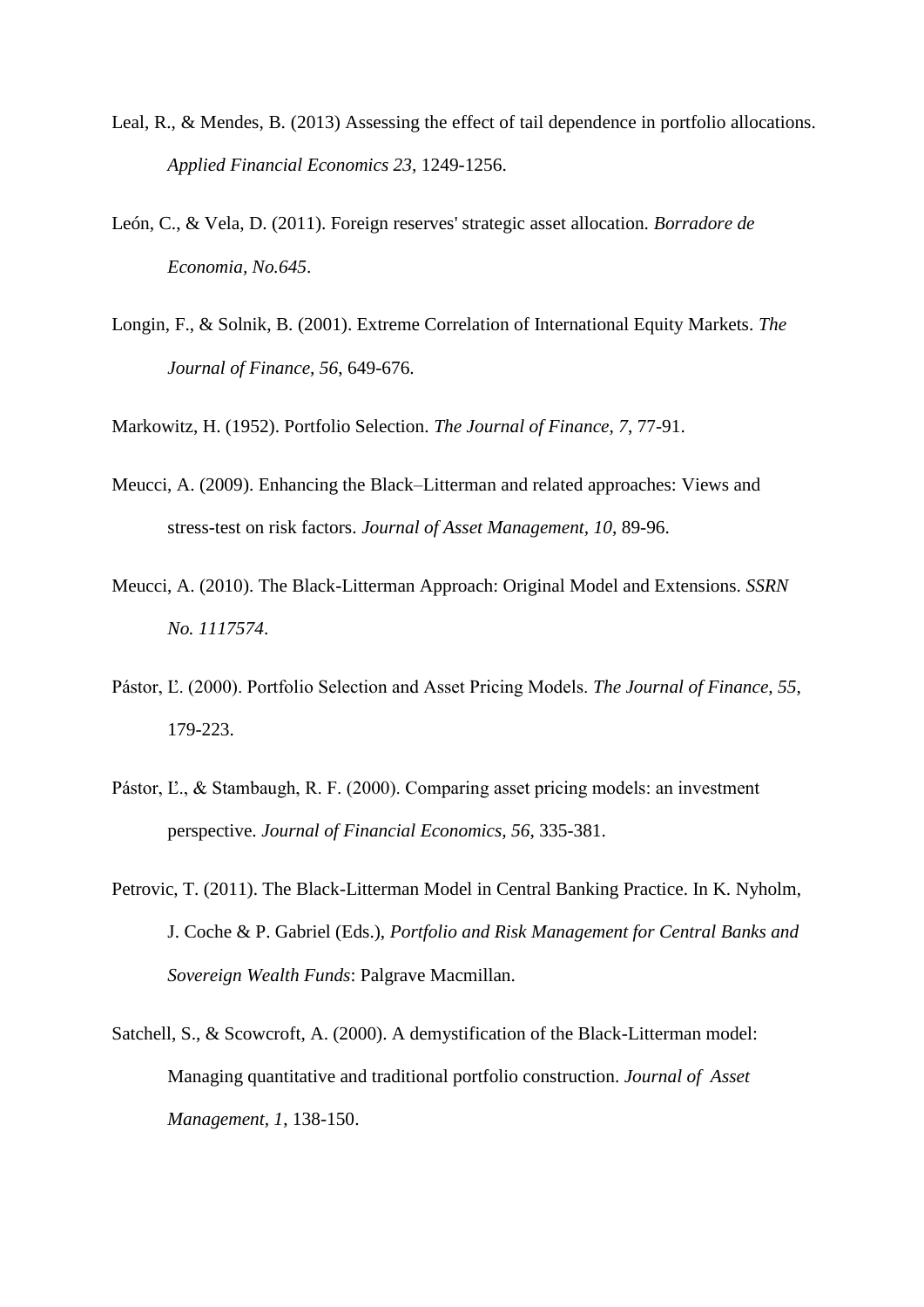Leal, R., & Mendes, B. (2013) Assessing the effect of tail dependence in portfolio allocations. *Applied Financial Economics 23*, 1249-1256.

León, C., & Vela, D. (2011). Foreign reserves' strategic asset allocation. *Borradore de Economia, No.645*.

Longin, F., & Solnik, B. (2001). Extreme Correlation of International Equity Markets. *The Journal of Finance, 56*, 649-676.

Markowitz, H. (1952). Portfolio Selection. *The Journal of Finance, 7*, 77-91.

Meucci, A. (2009). Enhancing the Black–Litterman and related approaches: Views and stress-test on risk factors. *Journal of Asset Management, 10*, 89-96.

Meucci, A. (2010). The Black-Litterman Approach: Original Model and Extensions. *SSRN No. 1117574*.

Pástor, Ľ. (2000). Portfolio Selection and Asset Pricing Models. *The Journal of Finance, 55*, 179-223.

Pástor, Ľ., & Stambaugh, R. F. (2000). Comparing asset pricing models: an investment perspective. *Journal of Financial Economics, 56*, 335-381.

Petrovic, T. (2011). The Black-Litterman Model in Central Banking Practice. In K. Nyholm, J. Coche & P. Gabriel (Eds.), *Portfolio and Risk Management for Central Banks and Sovereign Wealth Funds*: Palgrave Macmillan.

Satchell, S., & Scowcroft, A. (2000). A demystification of the Black-Litterman model: Managing quantitative and traditional portfolio construction. *Journal of Asset Management, 1*, 138-150.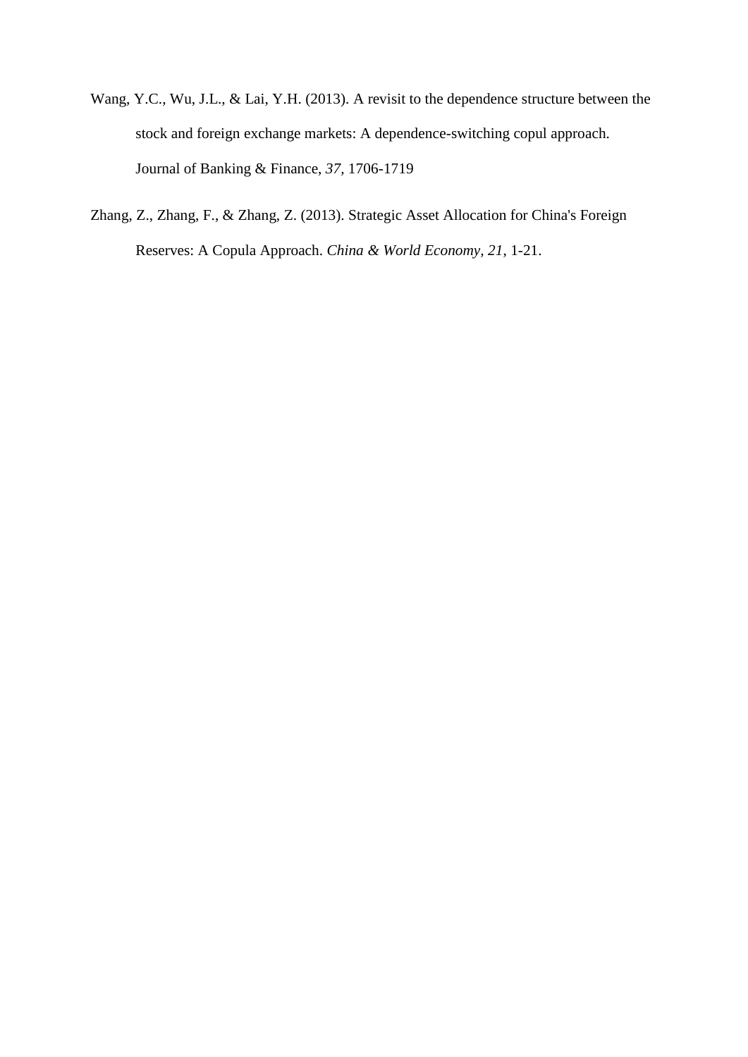Wang, Y.C., Wu, J.L., & Lai, Y.H. (2013). A revisit to the dependence structure between the stock and foreign exchange markets: A dependence-switching copul approach. Journal of Banking & Finance, *37*, 1706-1719

Zhang, Z., Zhang, F., & Zhang, Z. (2013). Strategic Asset Allocation for China's Foreign Reserves: A Copula Approach. *China & World Economy*, *21*, 1-21.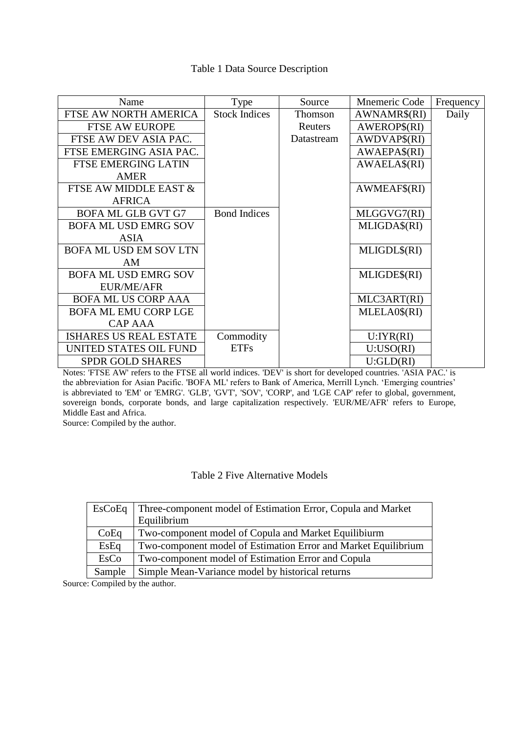Table 1 Data Source Description

| Name | Type | Source | Mnemeric Code | Frequency |
|---|---|---|---|---|
| FTSE AW NORTH AMERICA | Stock Indices | Thomson Reuters Datastream | AWNAMR$(RI) | Daily |
| FTSE AW EUROPE | | | AWEROP$(RI) | |
| FTSE AW DEV ASIA PAC. | | | AWDVAP$(RI) | |
| FTSE EMERGING ASIA PAC. | | | AWAEPA$(RI) | |
| FTSE EMERGING LATIN AMER | | | AWAELA$(RI) | |
| FTSE AW MIDDLE EAST & AFRICA | | | AWMEAF$(RI) | |
| BOFA ML GLB GVT G7 | Bond Indices | | MLGGVG7(RI) | |
| BOFA ML USD EMRG SOV ASIA | | | MLIGDA$(RI) | |
| BOFA ML USD EM SOV LTN AM | | | MLIGDL$(RI) | |
| BOFA ML USD EMRG SOV EUR/ME/AFR | | | MLIGDE$(RI) | |
| BOFA ML US CORP AAA | | | MLC3ART(RI) | |
| BOFA ML EMU CORP LGE CAP AAA | | | MLELA0$(RI) | |
| ISHARES US REAL ESTATE | Commodity ETFs | | U:IYR(RI) | |
| UNITED STATES OIL FUND | | | U:USO(RI) | |
| SPDR GOLD SHARES | | | U:GLD(RI) | |

Notes: 'FTSE AW' refers to the FTSE all world indices. 'DEV' is short for developed countries. 'ASIA PAC.' is the abbreviation for Asian Pacific. 'BOFA ML' refers to Bank of America, Merrill Lynch. 'Emerging countries' is abbreviated to 'EM' or 'EMRG'. 'GLB', 'GVT', 'SOV', 'CORP', and 'LGE CAP' refer to global, government, sovereign bonds, corporate bonds, and large capitalization respectively. 'EUR/ME/AFR' refers to Europe, Middle East and Africa.

Source: Compiled by the author.

Table 2 Five Alternative Models

| | |
|---|---|
| EsCoEq | Three-component model of Estimation Error, Copula and Market Equilibrium |
| CoEq | Two-component model of Copula and Market Equilibiurm |
| EsEq | Two-component model of Estimation Error and Market Equilibrium |
| EsCo | Two-component model of Estimation Error and Copula |
| Sample | Simple Mean-Variance model by historical returns |

Source: Compiled by the author.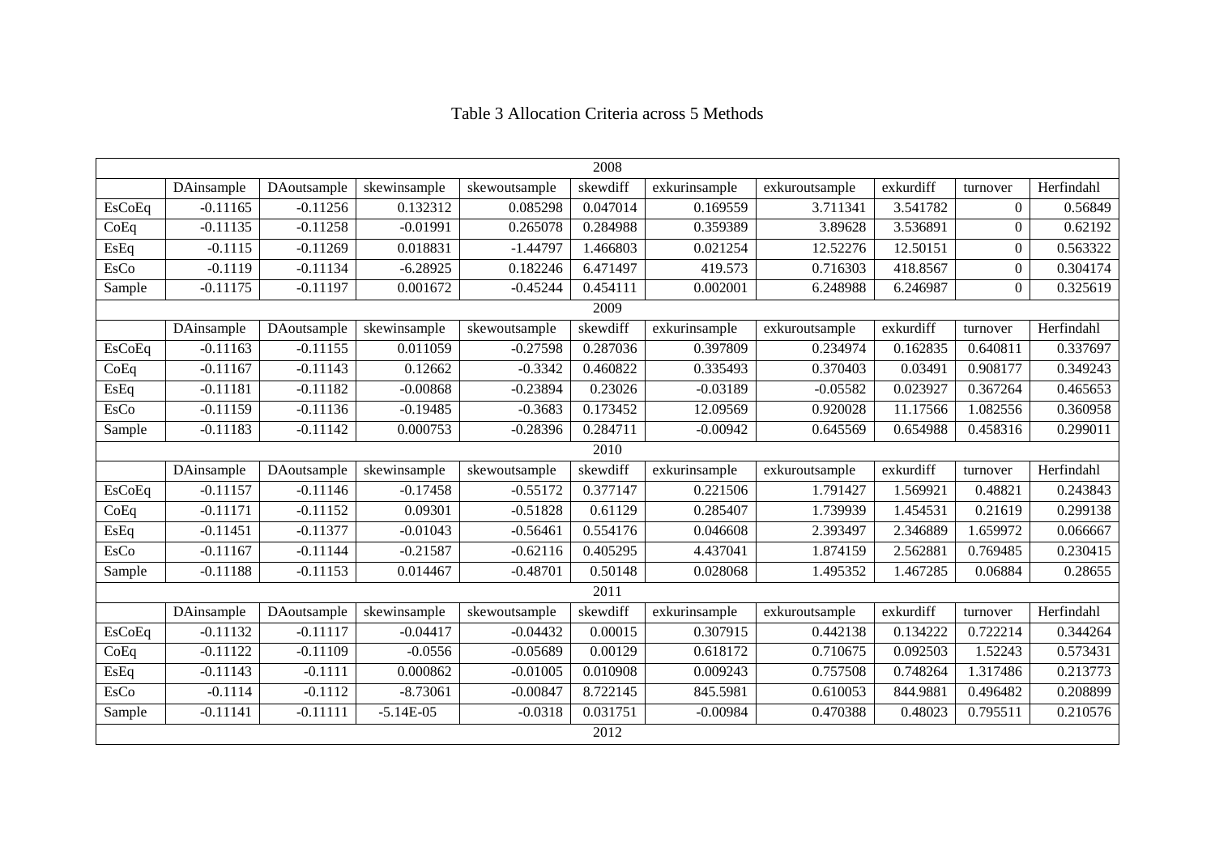Table 3 Allocation Criteria across 5 Methods

| 2008 | | | | | | | | | | |
|---|---|---|---|---|---|---|---|---|---|---|
| | DAinsample | DAoutsample | skewinsample | skewoutsample | skewdiff | exkurinsample | exkuroutsample | exkurdiff | turnover | Herfindahl |
| EsCoEq | -0.11165 | -0.11256 | 0.132312 | 0.085298 | 0.047014 | 0.169559 | 3.711341 | 3.541782 | 0 | 0.56849 |
| CoEq | -0.11135 | -0.11258 | -0.01991 | 0.265078 | 0.284988 | 0.359389 | 3.89628 | 3.536891 | 0 | 0.62192 |
| EsEq | -0.1115 | -0.11269 | 0.018831 | -1.44797 | 1.466803 | 0.021254 | 12.52276 | 12.50151 | 0 | 0.563322 |
| EsCo | -0.1119 | -0.11134 | -6.28925 | 0.182246 | 6.471497 | 419.573 | 0.716303 | 418.8567 | 0 | 0.304174 |
| Sample | -0.11175 | -0.11197 | 0.001672 | -0.45244 | 0.454111 | 0.002001 | 6.248988 | 6.246987 | 0 | 0.325619 |
| 2009 | | | | | | | | | | |
| | DAinsample | DAoutsample | skewinsample | skewoutsample | skewdiff | exkurinsample | exkuroutsample | exkurdiff | turnover | Herfindahl |
| EsCoEq | -0.11163 | -0.11155 | 0.011059 | -0.27598 | 0.287036 | 0.397809 | 0.234974 | 0.162835 | 0.640811 | 0.337697 |
| CoEq | -0.11167 | -0.11143 | 0.12662 | -0.3342 | 0.460822 | 0.335493 | 0.370403 | 0.03491 | 0.908177 | 0.349243 |
| EsEq | -0.11181 | -0.11182 | -0.00868 | -0.23894 | 0.23026 | -0.03189 | -0.05582 | 0.023927 | 0.367264 | 0.465653 |
| EsCo | -0.11159 | -0.11136 | -0.19485 | -0.3683 | 0.173452 | 12.09569 | 0.920028 | 11.17566 | 1.082556 | 0.360958 |
| Sample | -0.11183 | -0.11142 | 0.000753 | -0.28396 | 0.284711 | -0.00942 | 0.645569 | 0.654988 | 0.458316 | 0.299011 |
| 2010 | | | | | | | | | | |
| | DAinsample | DAoutsample | skewinsample | skewoutsample | skewdiff | exkurinsample | exkuroutsample | exkurdiff | turnover | Herfindahl |
| EsCoEq | -0.11157 | -0.11146 | -0.17458 | -0.55172 | 0.377147 | 0.221506 | 1.791427 | 1.569921 | 0.48821 | 0.243843 |
| CoEq | -0.11171 | -0.11152 | 0.09301 | -0.51828 | 0.61129 | 0.285407 | 1.739939 | 1.454531 | 0.21619 | 0.299138 |
| EsEq | -0.11451 | -0.11377 | -0.01043 | -0.56461 | 0.554176 | 0.046608 | 2.393497 | 2.346889 | 1.659972 | 0.066667 |
| EsCo | -0.11167 | -0.11144 | -0.21587 | -0.62116 | 0.405295 | 4.437041 | 1.874159 | 2.562881 | 0.769485 | 0.230415 |
| Sample | -0.11188 | -0.11153 | 0.014467 | -0.48701 | 0.50148 | 0.028068 | 1.495352 | 1.467285 | 0.06884 | 0.28655 |
| 2011 | | | | | | | | | | |
| | DAinsample | DAoutsample | skewinsample | skewoutsample | skewdiff | exkurinsample | exkuroutsample | exkurdiff | turnover | Herfindahl |
| EsCoEq | -0.11132 | -0.11117 | -0.04417 | -0.04432 | 0.00015 | 0.307915 | 0.442138 | 0.134222 | 0.722214 | 0.344264 |
| CoEq | -0.11122 | -0.11109 | -0.0556 | -0.05689 | 0.00129 | 0.618172 | 0.710675 | 0.092503 | 1.52243 | 0.573431 |
| EsEq | -0.11143 | -0.1111 | 0.000862 | -0.01005 | 0.010908 | 0.009243 | 0.757508 | 0.748264 | 1.317486 | 0.213773 |
| EsCo | -0.1114 | -0.1112 | -8.73061 | -0.00847 | 8.722145 | 845.5981 | 0.610053 | 844.9881 | 0.496482 | 0.208899 |
| Sample | -0.11141 | -0.11111 | -5.14E-05 | -0.0318 | 0.031751 | -0.00984 | 0.470388 | 0.48023 | 0.795511 | 0.210576 |
| 2012 | | | | | | | | | | |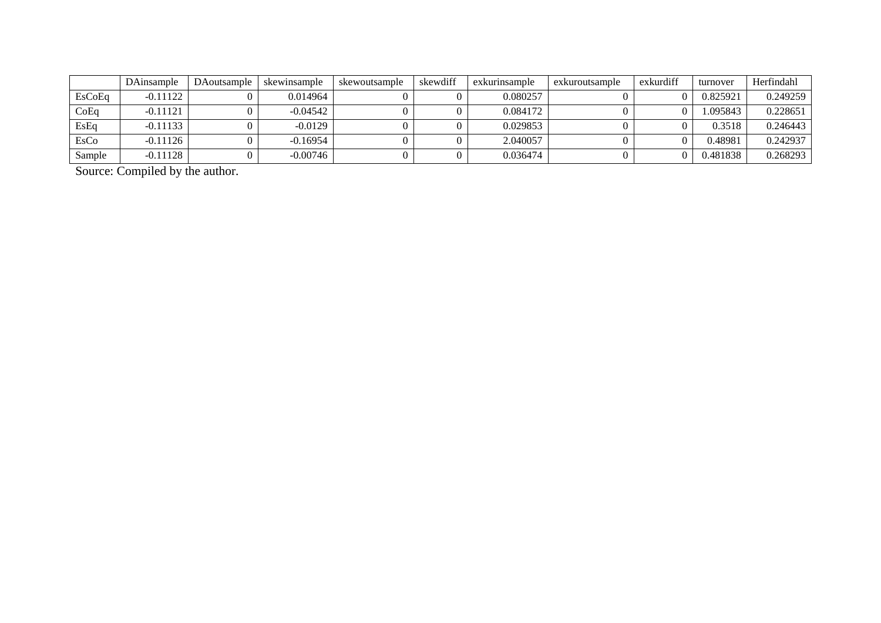|  | DAinsample | DAoutsample | skewinsample | skewoutsample | skewdiff | exkurinsample | exkuroutsample | exkurdiff | turnover | Herfindahl |
|---|---|---|---|---|---|---|---|---|---|---|
| EsCoEq | -0.11122 | 0 | 0.014964 | 0 | 0 | 0.080257 | 0 | 0 | 0.825921 | 0.249259 |
| CoEq | -0.11121 | 0 | -0.04542 | 0 | 0 | 0.084172 | 0 | 0 | 1.095843 | 0.228651 |
| EsEq | -0.11133 | 0 | -0.0129 | 0 | 0 | 0.029853 | 0 | 0 | 0.3518 | 0.246443 |
| EsCo | -0.11126 | 0 | -0.16954 | 0 | 0 | 2.040057 | 0 | 0 | 0.48981 | 0.242937 |
| Sample | -0.11128 | 0 | -0.00746 | 0 | 0 | 0.036474 | 0 | 0 | 0.481838 | 0.268293 |

Source: Compiled by the author.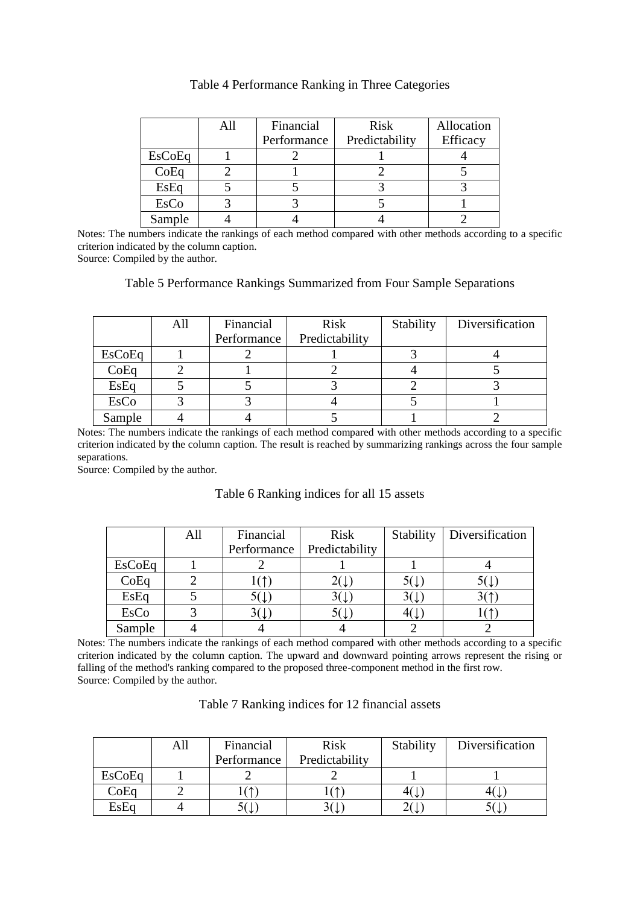Table 4 Performance Ranking in Three Categories

| | All | Financial Performance | Risk Predictability | Allocation Efficacy |
|---|---|---|---|---|
| EsCoEq | 1 | 2 | 1 | 4 |
| CoEq | 2 | 1 | 2 | 5 |
| EsEq | 5 | 5 | 3 | 3 |
| EsCo | 3 | 3 | 5 | 1 |
| Sample | 4 | 4 | 4 | 2 |

Notes: The numbers indicate the rankings of each method compared with other methods according to a specific criterion indicated by the column caption.
Source: Compiled by the author.

Table 5 Performance Rankings Summarized from Four Sample Separations

| | All | Financial Performance | Risk Predictability | Stability | Diversification |
|---|---|---|---|---|---|
| EsCoEq | 1 | 2 | 1 | 3 | 4 |
| CoEq | 2 | 1 | 2 | 4 | 5 |
| EsEq | 5 | 5 | 3 | 2 | 3 |
| EsCo | 3 | 3 | 4 | 5 | 1 |
| Sample | 4 | 4 | 5 | 1 | 2 |

Notes: The numbers indicate the rankings of each method compared with other methods according to a specific criterion indicated by the column caption. The result is reached by summarizing rankings across the four sample separations.
Source: Compiled by the author.

Table 6 Ranking indices for all 15 assets

| | All | Financial Performance | Risk Predictability | Stability | Diversification |
|---|---|---|---|---|---|
| EsCoEq | 1 | 2 | 1 | 1 | 4 |
| CoEq | 2 | 1(↑) | 2(↓) | 5(↓) | 5(↓) |
| EsEq | 5 | 5(↓) | 3(↓) | 3(↓) | 3(↑) |
| EsCo | 3 | 3(↓) | 5(↓) | 4(↓) | 1(↑) |
| Sample | 4 | 4 | 4 | 2 | 2 |

Notes: The numbers indicate the rankings of each method compared with other methods according to a specific criterion indicated by the column caption. The upward and downward pointing arrows represent the rising or falling of the method's ranking compared to the proposed three-component method in the first row.
Source: Compiled by the author.

Table 7 Ranking indices for 12 financial assets

| | All | Financial Performance | Risk Predictability | Stability | Diversification |
|---|---|---|---|---|---|
| EsCoEq | 1 | 2 | 2 | 1 | 1 |
| CoEq | 2 | 1(↑) | 1(↑) | 4(↓) | 4(↓) |
| EsEq | 4 | 5(↓) | 3(↓) | 2(↓) | 5(↓) |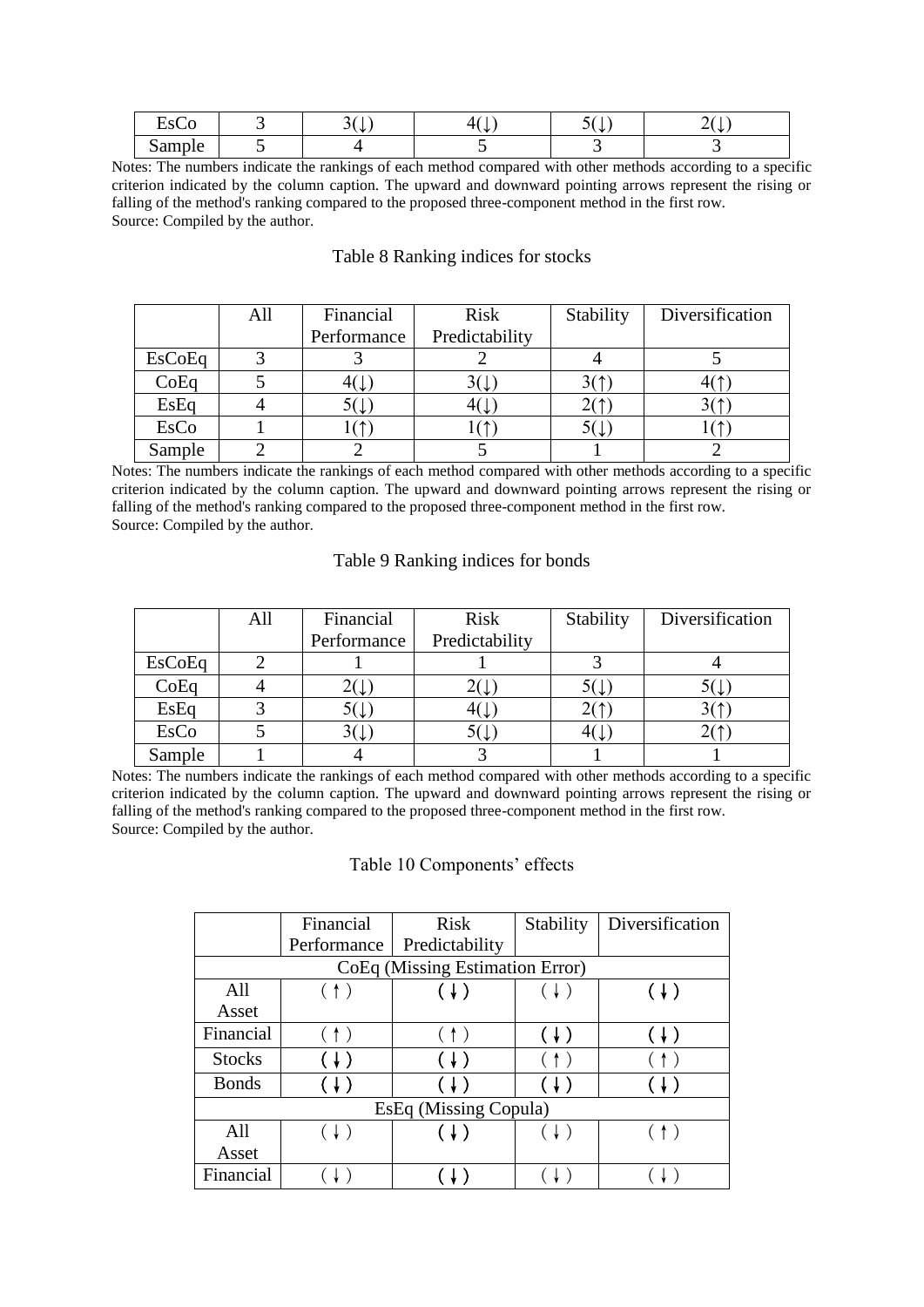| | | | | | |
|---|---|---|---|---|---|
| EsCo | 3 | 3(↓) | 4(↓) | 5(↓) | 2(↓) |
| Sample | 5 | 4 | 5 | 3 | 3 |

Notes: The numbers indicate the rankings of each method compared with other methods according to a specific criterion indicated by the column caption. The upward and downward pointing arrows represent the rising or falling of the method's ranking compared to the proposed three-component method in the first row.
Source: Compiled by the author.

Table 8 Ranking indices for stocks

| | All | Financial Performance | Risk Predictability | Stability | Diversification |
|---|---|---|---|---|---|
| EsCoEq | 3 | 3 | 2 | 4 | 5 |
| CoEq | 5 | 4(↓) | 3(↓) | 3(↑) | 4(↑) |
| EsEq | 4 | 5(↓) | 4(↓) | 2(↑) | 3(↑) |
| EsCo | 1 | 1(↑) | 1(↑) | 5(↓) | 1(↑) |
| Sample | 2 | 2 | 5 | 1 | 2 |

Notes: The numbers indicate the rankings of each method compared with other methods according to a specific criterion indicated by the column caption. The upward and downward pointing arrows represent the rising or falling of the method's ranking compared to the proposed three-component method in the first row.
Source: Compiled by the author.

Table 9 Ranking indices for bonds

| | All | Financial Performance | Risk Predictability | Stability | Diversification |
|---|---|---|---|---|---|
| EsCoEq | 2 | 1 | 1 | 3 | 4 |
| CoEq | 4 | 2(↓) | 2(↓) | 5(↓) | 5(↓) |
| EsEq | 3 | 5(↓) | 4(↓) | 2(↑) | 3(↑) |
| EsCo | 5 | 3(↓) | 5(↓) | 4(↓) | 2(↑) |
| Sample | 1 | 4 | 3 | 1 | 1 |

Notes: The numbers indicate the rankings of each method compared with other methods according to a specific criterion indicated by the column caption. The upward and downward pointing arrows represent the rising or falling of the method's ranking compared to the proposed three-component method in the first row.
Source: Compiled by the author.

Table 10 Components' effects

| | Financial Performance | Risk Predictability | Stability | Diversification |
|---|---|---|---|---|
| CoEq (Missing Estimation Error) | | | | |
| All Asset | (↑) | (↓) | (↓) | (↓) |
| Financial | (↑) | (↑) | (↓) | (↓) |
| Stocks | (↓) | (↓) | (↑) | (↑) |
| Bonds | (↓) | (↓) | (↓) | (↓) |
| EsEq (Missing Copula) | | | | |
| All Asset | (↓) | (↓) | (↓) | (↑) |
| Financial | (↓) | (↓) | (↓) | (↓) |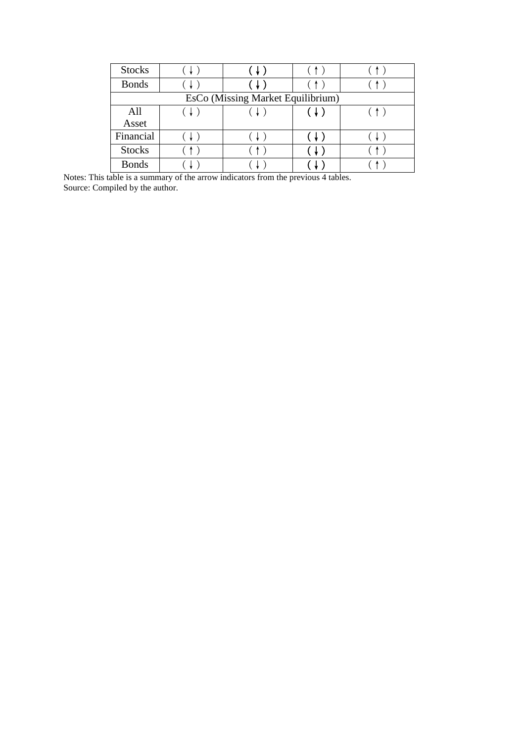| | | | | |
|---|---|---|---|---|
| Stocks | ( ↓ ) | ( ↓ ) | ( ↑ ) | ( ↑ ) |
| Bonds | ( ↓ ) | ( ↓ ) | ( ↑ ) | ( ↑ ) |
| EsCo (Missing Market Equilibrium) | | | | |
| All Asset | ( ↓ ) | ( ↓ ) | ( ↓ ) | ( ↑ ) |
| Financial | ( ↓ ) | ( ↓ ) | ( ↓ ) | ( ↓ ) |
| Stocks | ( ↑ ) | ( ↑ ) | ( ↓ ) | ( ↑ ) |
| Bonds | ( ↓ ) | ( ↓ ) | ( ↓ ) | ( ↑ ) |

Notes: This table is a summary of the arrow indicators from the previous 4 tables.
Source: Compiled by the author.